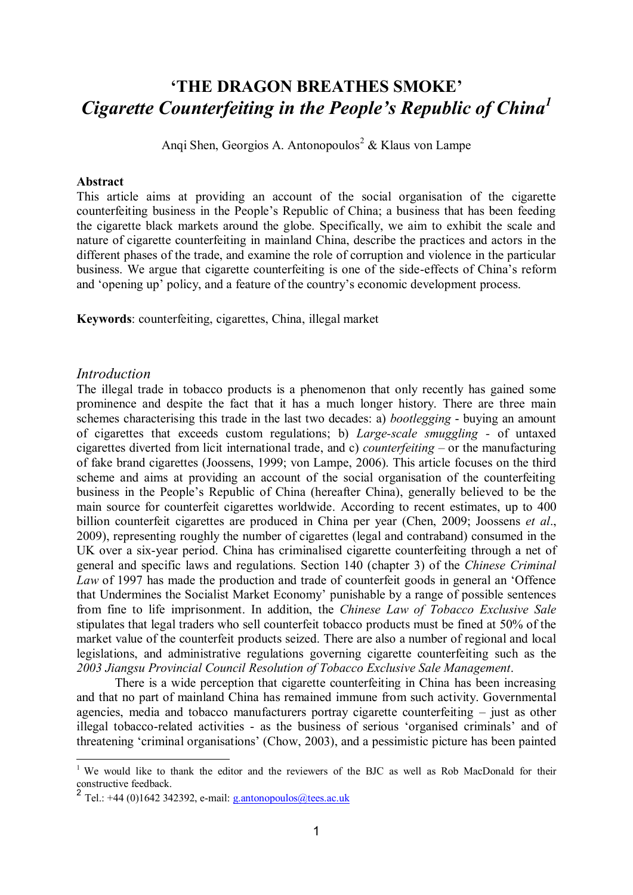# 'THE DRAGON BREATHES SMOKE'

## *Cigarette Counterfeiting in the People's Republic of China*[1]

Anqi Shen, Georgios A. Antonopoulos[2] & Klaus von Lampe

**Abstract**

This article aims at providing an account of the social organisation of the cigarette counterfeiting business in the People's Republic of China; a business that has been feeding the cigarette black markets around the globe. Specifically, we aim to exhibit the scale and nature of cigarette counterfeiting in mainland China, describe the practices and actors in the different phases of the trade, and examine the role of corruption and violence in the particular business. We argue that cigarette counterfeiting is one of the side-effects of China's reform and 'opening up' policy, and a feature of the country's economic development process.

**Keywords**: counterfeiting, cigarettes, China, illegal market

## *Introduction*

The illegal trade in tobacco products is a phenomenon that only recently has gained some prominence and despite the fact that it has a much longer history. There are three main schemes characterising this trade in the last two decades: a) *bootlegging* - buying an amount of cigarettes that exceeds custom regulations; b) *Large-scale smuggling* - of untaxed cigarettes diverted from licit international trade, and c) *counterfeiting* – or the manufacturing of fake brand cigarettes (Joossens, 1999; von Lampe, 2006). This article focuses on the third scheme and aims at providing an account of the social organisation of the counterfeiting business in the People's Republic of China (hereafter China), generally believed to be the main source for counterfeit cigarettes worldwide. According to recent estimates, up to 400 billion counterfeit cigarettes are produced in China per year (Chen, 2009; Joossens *et al*., 2009), representing roughly the number of cigarettes (legal and contraband) consumed in the UK over a six-year period. China has criminalised cigarette counterfeiting through a net of general and specific laws and regulations. Section 140 (chapter 3) of the *Chinese Criminal Law* of 1997 has made the production and trade of counterfeit goods in general an 'Offence that Undermines the Socialist Market Economy' punishable by a range of possible sentences from fine to life imprisonment. In addition, the *Chinese Law of Tobacco Exclusive Sale* stipulates that legal traders who sell counterfeit tobacco products must be fined at 50% of the market value of the counterfeit products seized. There are also a number of regional and local legislations, and administrative regulations governing cigarette counterfeiting such as the *2003 Jiangsu Provincial Council Resolution of Tobacco Exclusive Sale Management*.

There is a wide perception that cigarette counterfeiting in China has been increasing and that no part of mainland China has remained immune from such activity. Governmental agencies, media and tobacco manufacturers portray cigarette counterfeiting – just as other illegal tobacco-related activities - as the business of serious 'organised criminals' and of threatening 'criminal organisations' (Chow, 2003), and a pessimistic picture has been painted

---

[1] We would like to thank the editor and the reviewers of the BJC as well as Rob MacDonald for their constructive feedback.

[2] Tel.: +44 (0)1642 342392, e-mail: g.antonopoulos@tees.ac.uk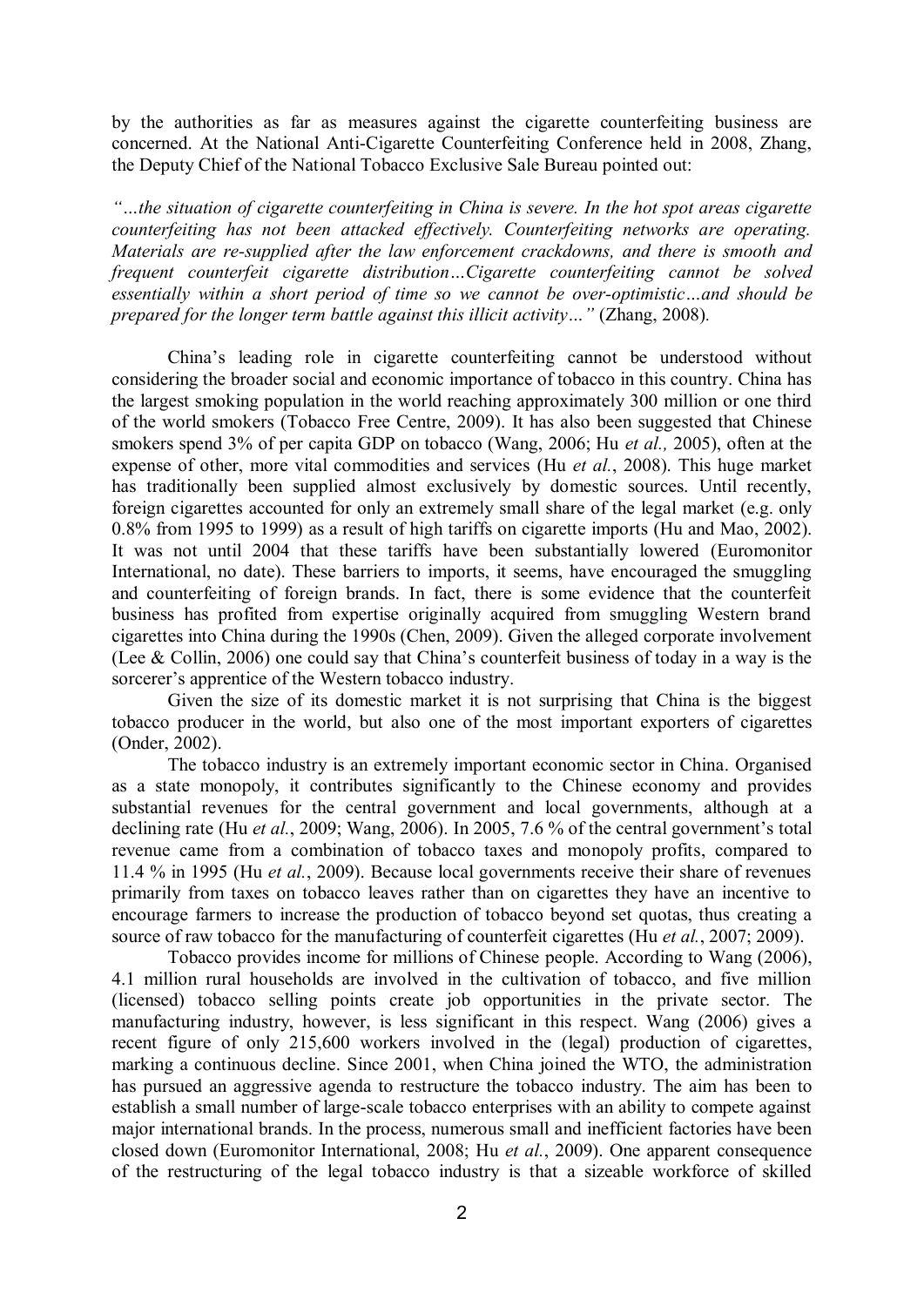by the authorities as far as measures against the cigarette counterfeiting business are concerned. At the National Anti-Cigarette Counterfeiting Conference held in 2008, Zhang, the Deputy Chief of the National Tobacco Exclusive Sale Bureau pointed out:

*"…the situation of cigarette counterfeiting in China is severe. In the hot spot areas cigarette counterfeiting has not been attacked effectively. Counterfeiting networks are operating. Materials are re-supplied after the law enforcement crackdowns, and there is smooth and frequent counterfeit cigarette distribution…Cigarette counterfeiting cannot be solved essentially within a short period of time so we cannot be over-optimistic…and should be prepared for the longer term battle against this illicit activity…"* (Zhang, 2008).

China's leading role in cigarette counterfeiting cannot be understood without considering the broader social and economic importance of tobacco in this country. China has the largest smoking population in the world reaching approximately 300 million or one third of the world smokers (Tobacco Free Centre, 2009). It has also been suggested that Chinese smokers spend 3% of per capita GDP on tobacco (Wang, 2006; Hu *et al.,* 2005), often at the expense of other, more vital commodities and services (Hu *et al.*, 2008). This huge market has traditionally been supplied almost exclusively by domestic sources. Until recently, foreign cigarettes accounted for only an extremely small share of the legal market (e.g. only 0.8% from 1995 to 1999) as a result of high tariffs on cigarette imports (Hu and Mao, 2002). It was not until 2004 that these tariffs have been substantially lowered (Euromonitor International, no date). These barriers to imports, it seems, have encouraged the smuggling and counterfeiting of foreign brands. In fact, there is some evidence that the counterfeit business has profited from expertise originally acquired from smuggling Western brand cigarettes into China during the 1990s (Chen, 2009). Given the alleged corporate involvement (Lee & Collin, 2006) one could say that China's counterfeit business of today in a way is the sorcerer's apprentice of the Western tobacco industry.

Given the size of its domestic market it is not surprising that China is the biggest tobacco producer in the world, but also one of the most important exporters of cigarettes (Onder, 2002).

The tobacco industry is an extremely important economic sector in China. Organised as a state monopoly, it contributes significantly to the Chinese economy and provides substantial revenues for the central government and local governments, although at a declining rate (Hu *et al.*, 2009; Wang, 2006). In 2005, 7.6 % of the central government's total revenue came from a combination of tobacco taxes and monopoly profits, compared to 11.4 % in 1995 (Hu *et al.*, 2009). Because local governments receive their share of revenues primarily from taxes on tobacco leaves rather than on cigarettes they have an incentive to encourage farmers to increase the production of tobacco beyond set quotas, thus creating a source of raw tobacco for the manufacturing of counterfeit cigarettes (Hu *et al.*, 2007; 2009).

Tobacco provides income for millions of Chinese people. According to Wang (2006), 4.1 million rural households are involved in the cultivation of tobacco, and five million (licensed) tobacco selling points create job opportunities in the private sector. The manufacturing industry, however, is less significant in this respect. Wang (2006) gives a recent figure of only 215,600 workers involved in the (legal) production of cigarettes, marking a continuous decline. Since 2001, when China joined the WTO, the administration has pursued an aggressive agenda to restructure the tobacco industry. The aim has been to establish a small number of large-scale tobacco enterprises with an ability to compete against major international brands. In the process, numerous small and inefficient factories have been closed down (Euromonitor International, 2008; Hu *et al.*, 2009). One apparent consequence of the restructuring of the legal tobacco industry is that a sizeable workforce of skilled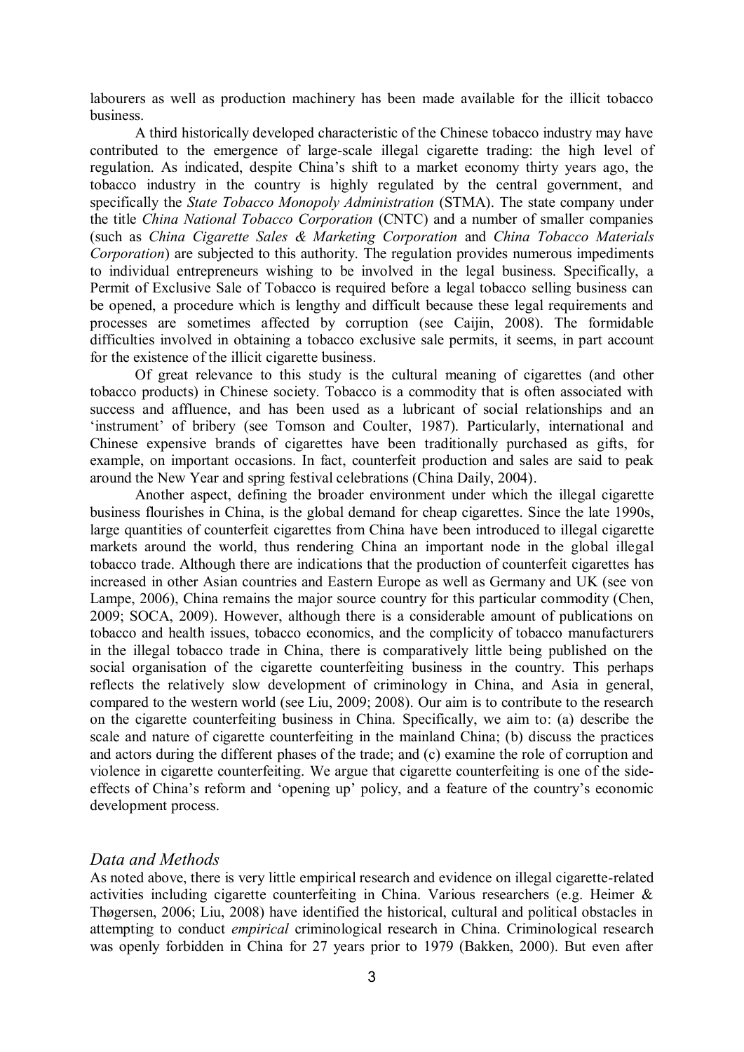labourers as well as production machinery has been made available for the illicit tobacco business.

A third historically developed characteristic of the Chinese tobacco industry may have contributed to the emergence of large-scale illegal cigarette trading: the high level of regulation. As indicated, despite China's shift to a market economy thirty years ago, the tobacco industry in the country is highly regulated by the central government, and specifically the *State Tobacco Monopoly Administration* (STMA). The state company under the title *China National Tobacco Corporation* (CNTC) and a number of smaller companies (such as *China Cigarette Sales & Marketing Corporation* and *China Tobacco Materials Corporation*) are subjected to this authority. The regulation provides numerous impediments to individual entrepreneurs wishing to be involved in the legal business. Specifically, a Permit of Exclusive Sale of Tobacco is required before a legal tobacco selling business can be opened, a procedure which is lengthy and difficult because these legal requirements and processes are sometimes affected by corruption (see Caijin, 2008). The formidable difficulties involved in obtaining a tobacco exclusive sale permits, it seems, in part account for the existence of the illicit cigarette business.

Of great relevance to this study is the cultural meaning of cigarettes (and other tobacco products) in Chinese society. Tobacco is a commodity that is often associated with success and affluence, and has been used as a lubricant of social relationships and an 'instrument' of bribery (see Tomson and Coulter, 1987). Particularly, international and Chinese expensive brands of cigarettes have been traditionally purchased as gifts, for example, on important occasions. In fact, counterfeit production and sales are said to peak around the New Year and spring festival celebrations (China Daily, 2004).

Another aspect, defining the broader environment under which the illegal cigarette business flourishes in China, is the global demand for cheap cigarettes. Since the late 1990s, large quantities of counterfeit cigarettes from China have been introduced to illegal cigarette markets around the world, thus rendering China an important node in the global illegal tobacco trade. Although there are indications that the production of counterfeit cigarettes has increased in other Asian countries and Eastern Europe as well as Germany and UK (see von Lampe, 2006), China remains the major source country for this particular commodity (Chen, 2009; SOCA, 2009). However, although there is a considerable amount of publications on tobacco and health issues, tobacco economics, and the complicity of tobacco manufacturers in the illegal tobacco trade in China, there is comparatively little being published on the social organisation of the cigarette counterfeiting business in the country. This perhaps reflects the relatively slow development of criminology in China, and Asia in general, compared to the western world (see Liu, 2009; 2008). Our aim is to contribute to the research on the cigarette counterfeiting business in China. Specifically, we aim to: (a) describe the scale and nature of cigarette counterfeiting in the mainland China; (b) discuss the practices and actors during the different phases of the trade; and (c) examine the role of corruption and violence in cigarette counterfeiting. We argue that cigarette counterfeiting is one of the side-effects of China's reform and 'opening up' policy, and a feature of the country's economic development process.

## *Data and Methods*

As noted above, there is very little empirical research and evidence on illegal cigarette-related activities including cigarette counterfeiting in China. Various researchers (e.g. Heimer & Thøgersen, 2006; Liu, 2008) have identified the historical, cultural and political obstacles in attempting to conduct *empirical* criminological research in China. Criminological research was openly forbidden in China for 27 years prior to 1979 (Bakken, 2000). But even after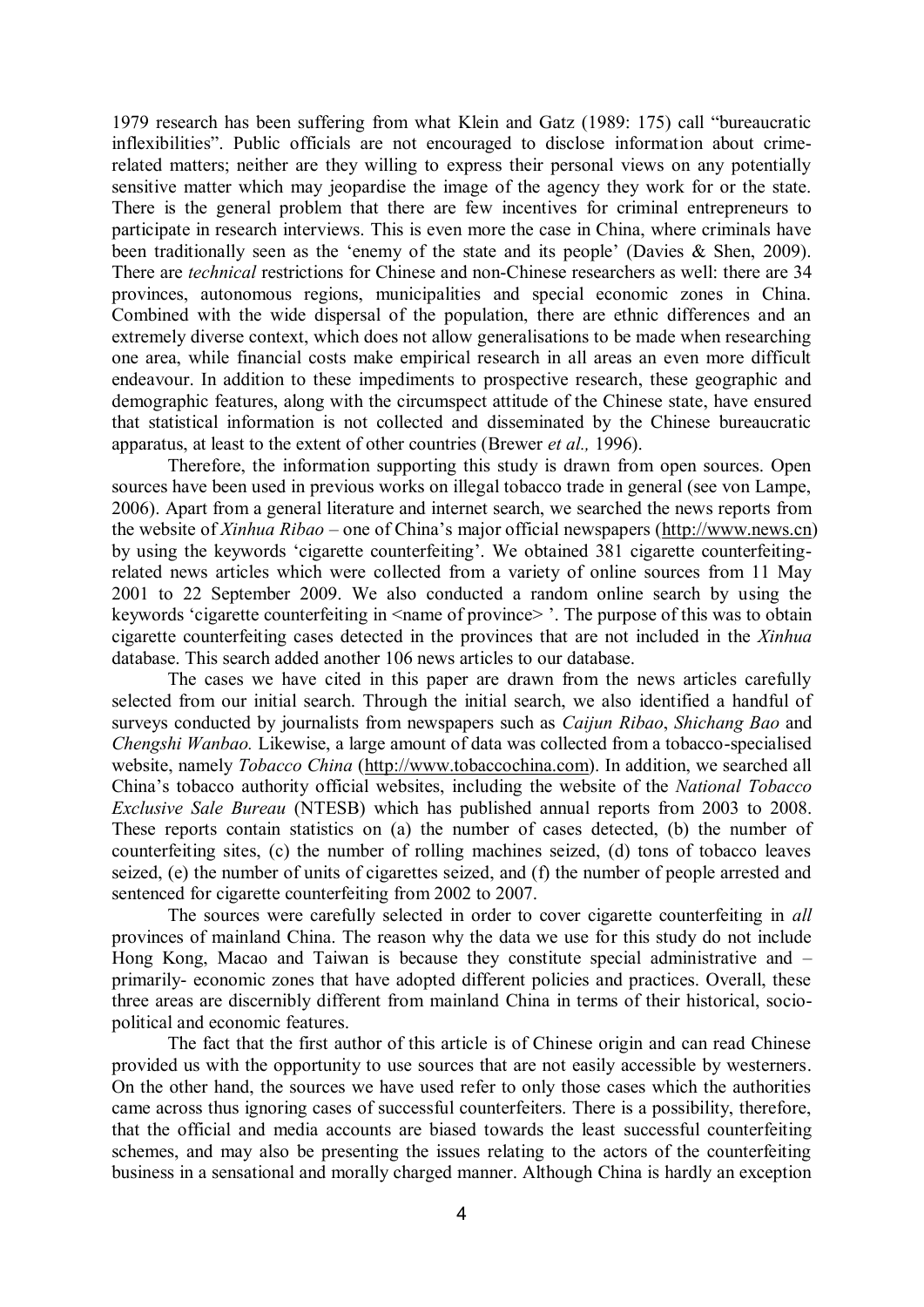1979 research has been suffering from what Klein and Gatz (1989: 175) call "bureaucratic inflexibilities". Public officials are not encouraged to disclose information about crime-related matters; neither are they willing to express their personal views on any potentially sensitive matter which may jeopardise the image of the agency they work for or the state. There is the general problem that there are few incentives for criminal entrepreneurs to participate in research interviews. This is even more the case in China, where criminals have been traditionally seen as the 'enemy of the state and its people' (Davies & Shen, 2009). There are *technical* restrictions for Chinese and non-Chinese researchers as well: there are 34 provinces, autonomous regions, municipalities and special economic zones in China. Combined with the wide dispersal of the population, there are ethnic differences and an extremely diverse context, which does not allow generalisations to be made when researching one area, while financial costs make empirical research in all areas an even more difficult endeavour. In addition to these impediments to prospective research, these geographic and demographic features, along with the circumspect attitude of the Chinese state, have ensured that statistical information is not collected and disseminated by the Chinese bureaucratic apparatus, at least to the extent of other countries (Brewer *et al.,* 1996).

Therefore, the information supporting this study is drawn from open sources. Open sources have been used in previous works on illegal tobacco trade in general (see von Lampe, 2006). Apart from a general literature and internet search, we searched the news reports from the website of *Xinhua Ribao* – one of China's major official newspapers (http://www.news.cn) by using the keywords 'cigarette counterfeiting'. We obtained 381 cigarette counterfeiting-related news articles which were collected from a variety of online sources from 11 May 2001 to 22 September 2009. We also conducted a random online search by using the keywords 'cigarette counterfeiting in <name of province> '. The purpose of this was to obtain cigarette counterfeiting cases detected in the provinces that are not included in the *Xinhua* database. This search added another 106 news articles to our database.

The cases we have cited in this paper are drawn from the news articles carefully selected from our initial search. Through the initial search, we also identified a handful of surveys conducted by journalists from newspapers such as *Caijun Ribao*, *Shichang Bao* and *Chengshi Wanbao.* Likewise, a large amount of data was collected from a tobacco-specialised website, namely *Tobacco China* (http://www.tobaccochina.com). In addition, we searched all China's tobacco authority official websites, including the website of the *National Tobacco Exclusive Sale Bureau* (NTESB) which has published annual reports from 2003 to 2008. These reports contain statistics on (a) the number of cases detected, (b) the number of counterfeiting sites, (c) the number of rolling machines seized, (d) tons of tobacco leaves seized, (e) the number of units of cigarettes seized, and (f) the number of people arrested and sentenced for cigarette counterfeiting from 2002 to 2007.

The sources were carefully selected in order to cover cigarette counterfeiting in *all* provinces of mainland China. The reason why the data we use for this study do not include Hong Kong, Macao and Taiwan is because they constitute special administrative and – primarily- economic zones that have adopted different policies and practices. Overall, these three areas are discernibly different from mainland China in terms of their historical, socio-political and economic features.

The fact that the first author of this article is of Chinese origin and can read Chinese provided us with the opportunity to use sources that are not easily accessible by westerners. On the other hand, the sources we have used refer to only those cases which the authorities came across thus ignoring cases of successful counterfeiters. There is a possibility, therefore, that the official and media accounts are biased towards the least successful counterfeiting schemes, and may also be presenting the issues relating to the actors of the counterfeiting business in a sensational and morally charged manner. Although China is hardly an exception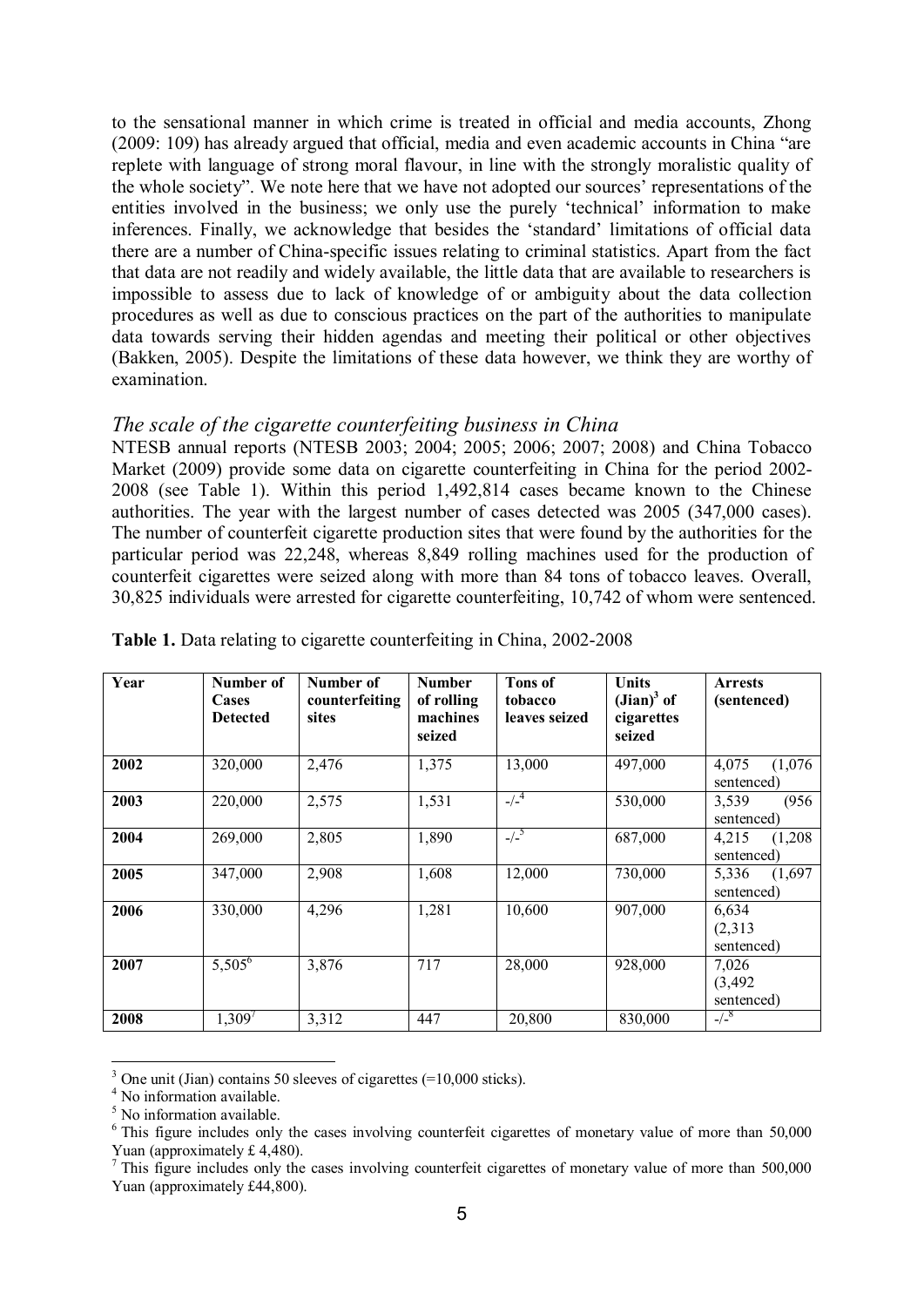to the sensational manner in which crime is treated in official and media accounts, Zhong (2009: 109) has already argued that official, media and even academic accounts in China "are replete with language of strong moral flavour, in line with the strongly moralistic quality of the whole society". We note here that we have not adopted our sources' representations of the entities involved in the business; we only use the purely 'technical' information to make inferences. Finally, we acknowledge that besides the 'standard' limitations of official data there are a number of China-specific issues relating to criminal statistics. Apart from the fact that data are not readily and widely available, the little data that are available to researchers is impossible to assess due to lack of knowledge of or ambiguity about the data collection procedures as well as due to conscious practices on the part of the authorities to manipulate data towards serving their hidden agendas and meeting their political or other objectives (Bakken, 2005). Despite the limitations of these data however, we think they are worthy of examination.

### *The scale of the cigarette counterfeiting business in China*

NTESB annual reports (NTESB 2003; 2004; 2005; 2006; 2007; 2008) and China Tobacco Market (2009) provide some data on cigarette counterfeiting in China for the period 2002-2008 (see Table 1). Within this period 1,492,814 cases became known to the Chinese authorities. The year with the largest number of cases detected was 2005 (347,000 cases). The number of counterfeit cigarette production sites that were found by the authorities for the particular period was 22,248, whereas 8,849 rolling machines used for the production of counterfeit cigarettes were seized along with more than 84 tons of tobacco leaves. Overall, 30,825 individuals were arrested for cigarette counterfeiting, 10,742 of whom were sentenced.

**Table 1.** Data relating to cigarette counterfeiting in China, 2002-2008

| Year | Number of Cases Detected | Number of counterfeiting sites | Number of rolling machines seized | Tons of tobacco leaves seized | Units (Jian)[3] of cigarettes seized | Arrests (sentenced) |
|---|---|---|---|---|---|---|
| **2002** | 320,000 | 2,476 | 1,375 | 13,000 | 497,000 | 4,075 (1,076 sentenced) |
| **2003** | 220,000 | 2,575 | 1,531 | -/-[4] | 530,000 | 3,539 (956 sentenced) |
| **2004** | 269,000 | 2,805 | 1,890 | -/-[5] | 687,000 | 4,215 (1,208 sentenced) |
| **2005** | 347,000 | 2,908 | 1,608 | 12,000 | 730,000 | 5,336 (1,697 sentenced) |
| **2006** | 330,000 | 4,296 | 1,281 | 10,600 | 907,000 | 6,634 (2,313 sentenced) |
| **2007** | 5,505[6] | 3,876 | 717 | 28,000 | 928,000 | 7,026 (3,492 sentenced) |
| **2008** | 1,309[7] | 3,312 | 447 | 20,800 | 830,000 | -/-[8] |

[3] One unit (Jian) contains 50 sleeves of cigarettes (=10,000 sticks).

[4] No information available.

[5] No information available.

[6] This figure includes only the cases involving counterfeit cigarettes of monetary value of more than 50,000 Yuan (approximately £ 4,480).

[7] This figure includes only the cases involving counterfeit cigarettes of monetary value of more than 500,000 Yuan (approximately £44,800).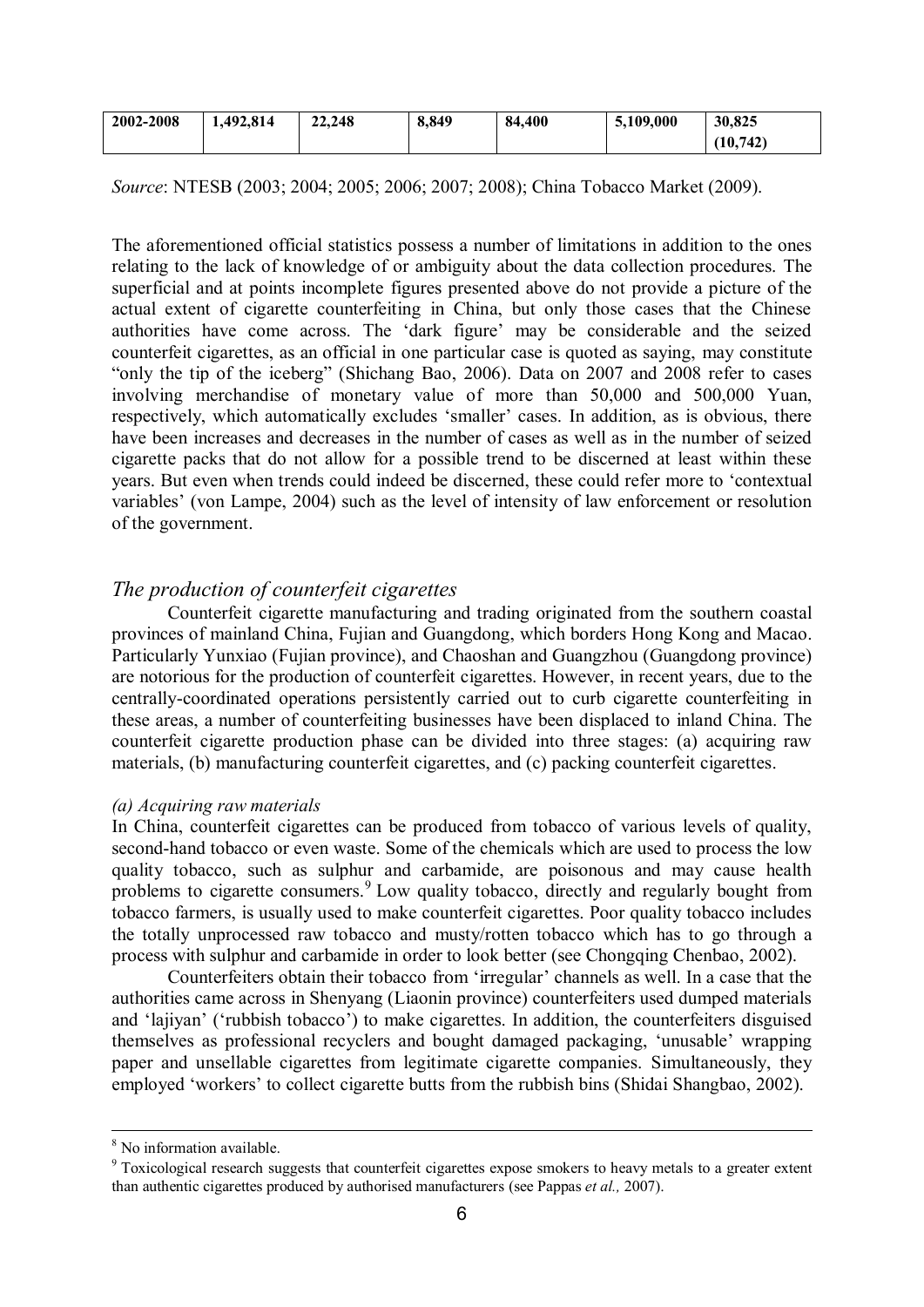| 2002-2008 | 1,492,814 | 22,248 | 8,849 | 84,400 | 5,109,000 | 30,825 (10,742) |
|---|---|---|---|---|---|---|

*Source*: NTESB (2003; 2004; 2005; 2006; 2007; 2008); China Tobacco Market (2009).

The aforementioned official statistics possess a number of limitations in addition to the ones relating to the lack of knowledge of or ambiguity about the data collection procedures. The superficial and at points incomplete figures presented above do not provide a picture of the actual extent of cigarette counterfeiting in China, but only those cases that the Chinese authorities have come across. The 'dark figure' may be considerable and the seized counterfeit cigarettes, as an official in one particular case is quoted as saying, may constitute "only the tip of the iceberg" (Shichang Bao, 2006). Data on 2007 and 2008 refer to cases involving merchandise of monetary value of more than 50,000 and 500,000 Yuan, respectively, which automatically excludes 'smaller' cases. In addition, as is obvious, there have been increases and decreases in the number of cases as well as in the number of seized cigarette packs that do not allow for a possible trend to be discerned at least within these years. But even when trends could indeed be discerned, these could refer more to 'contextual variables' (von Lampe, 2004) such as the level of intensity of law enforcement or resolution of the government.

## *The production of counterfeit cigarettes*

Counterfeit cigarette manufacturing and trading originated from the southern coastal provinces of mainland China, Fujian and Guangdong, which borders Hong Kong and Macao. Particularly Yunxiao (Fujian province), and Chaoshan and Guangzhou (Guangdong province) are notorious for the production of counterfeit cigarettes. However, in recent years, due to the centrally-coordinated operations persistently carried out to curb cigarette counterfeiting in these areas, a number of counterfeiting businesses have been displaced to inland China. The counterfeit cigarette production phase can be divided into three stages: (a) acquiring raw materials, (b) manufacturing counterfeit cigarettes, and (c) packing counterfeit cigarettes.

### *(a) Acquiring raw materials*

In China, counterfeit cigarettes can be produced from tobacco of various levels of quality, second-hand tobacco or even waste. Some of the chemicals which are used to process the low quality tobacco, such as sulphur and carbamide, are poisonous and may cause health problems to cigarette consumers.[9] Low quality tobacco, directly and regularly bought from tobacco farmers, is usually used to make counterfeit cigarettes. Poor quality tobacco includes the totally unprocessed raw tobacco and musty/rotten tobacco which has to go through a process with sulphur and carbamide in order to look better (see Chongqing Chenbao, 2002).

Counterfeiters obtain their tobacco from 'irregular' channels as well. In a case that the authorities came across in Shenyang (Liaonin province) counterfeiters used dumped materials and 'lajiyan' ('rubbish tobacco') to make cigarettes. In addition, the counterfeiters disguised themselves as professional recyclers and bought damaged packaging, 'unusable' wrapping paper and unsellable cigarettes from legitimate cigarette companies. Simultaneously, they employed 'workers' to collect cigarette butts from the rubbish bins (Shidai Shangbao, 2002).

---

[8] No information available.

[9] Toxicological research suggests that counterfeit cigarettes expose smokers to heavy metals to a greater extent than authentic cigarettes produced by authorised manufacturers (see Pappas *et al.,* 2007).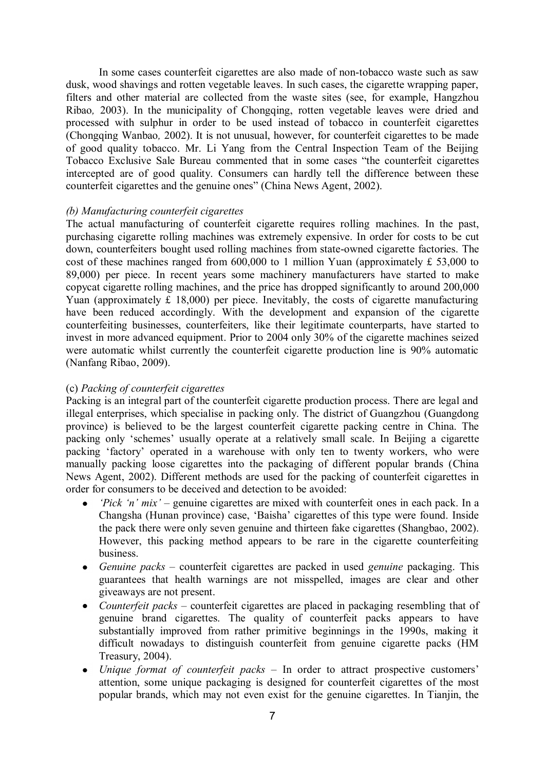In some cases counterfeit cigarettes are also made of non-tobacco waste such as saw dusk, wood shavings and rotten vegetable leaves. In such cases, the cigarette wrapping paper, filters and other material are collected from the waste sites (see, for example, Hangzhou Ribao*,* 2003). In the municipality of Chongqing, rotten vegetable leaves were dried and processed with sulphur in order to be used instead of tobacco in counterfeit cigarettes (Chongqing Wanbao*,* 2002). It is not unusual, however, for counterfeit cigarettes to be made of good quality tobacco. Mr. Li Yang from the Central Inspection Team of the Beijing Tobacco Exclusive Sale Bureau commented that in some cases "the counterfeit cigarettes intercepted are of good quality. Consumers can hardly tell the difference between these counterfeit cigarettes and the genuine ones" (China News Agent, 2002).

*(b) Manufacturing counterfeit cigarettes*

The actual manufacturing of counterfeit cigarette requires rolling machines. In the past, purchasing cigarette rolling machines was extremely expensive. In order for costs to be cut down, counterfeiters bought used rolling machines from state-owned cigarette factories. The cost of these machines ranged from 600,000 to 1 million Yuan (approximately £ 53,000 to 89,000) per piece. In recent years some machinery manufacturers have started to make copycat cigarette rolling machines, and the price has dropped significantly to around 200,000 Yuan (approximately £ 18,000) per piece. Inevitably, the costs of cigarette manufacturing have been reduced accordingly. With the development and expansion of the cigarette counterfeiting businesses, counterfeiters, like their legitimate counterparts, have started to invest in more advanced equipment. Prior to 2004 only 30% of the cigarette machines seized were automatic whilst currently the counterfeit cigarette production line is 90% automatic (Nanfang Ribao, 2009).

(c) *Packing of counterfeit cigarettes*

Packing is an integral part of the counterfeit cigarette production process. There are legal and illegal enterprises, which specialise in packing only. The district of Guangzhou (Guangdong province) is believed to be the largest counterfeit cigarette packing centre in China. The packing only 'schemes' usually operate at a relatively small scale. In Beijing a cigarette packing 'factory' operated in a warehouse with only ten to twenty workers, who were manually packing loose cigarettes into the packaging of different popular brands (China News Agent, 2002). Different methods are used for the packing of counterfeit cigarettes in order for consumers to be deceived and detection to be avoided:

- *'Pick 'n' mix'* – genuine cigarettes are mixed with counterfeit ones in each pack. In a Changsha (Hunan province) case, 'Baisha' cigarettes of this type were found. Inside the pack there were only seven genuine and thirteen fake cigarettes (Shangbao, 2002). However, this packing method appears to be rare in the cigarette counterfeiting business.
- *Genuine packs* – counterfeit cigarettes are packed in used *genuine* packaging. This guarantees that health warnings are not misspelled, images are clear and other giveaways are not present.
- *Counterfeit packs* – counterfeit cigarettes are placed in packaging resembling that of genuine brand cigarettes. The quality of counterfeit packs appears to have substantially improved from rather primitive beginnings in the 1990s, making it difficult nowadays to distinguish counterfeit from genuine cigarette packs (HM Treasury, 2004).
- *Unique format of counterfeit packs* – In order to attract prospective customers' attention, some unique packaging is designed for counterfeit cigarettes of the most popular brands, which may not even exist for the genuine cigarettes. In Tianjin, the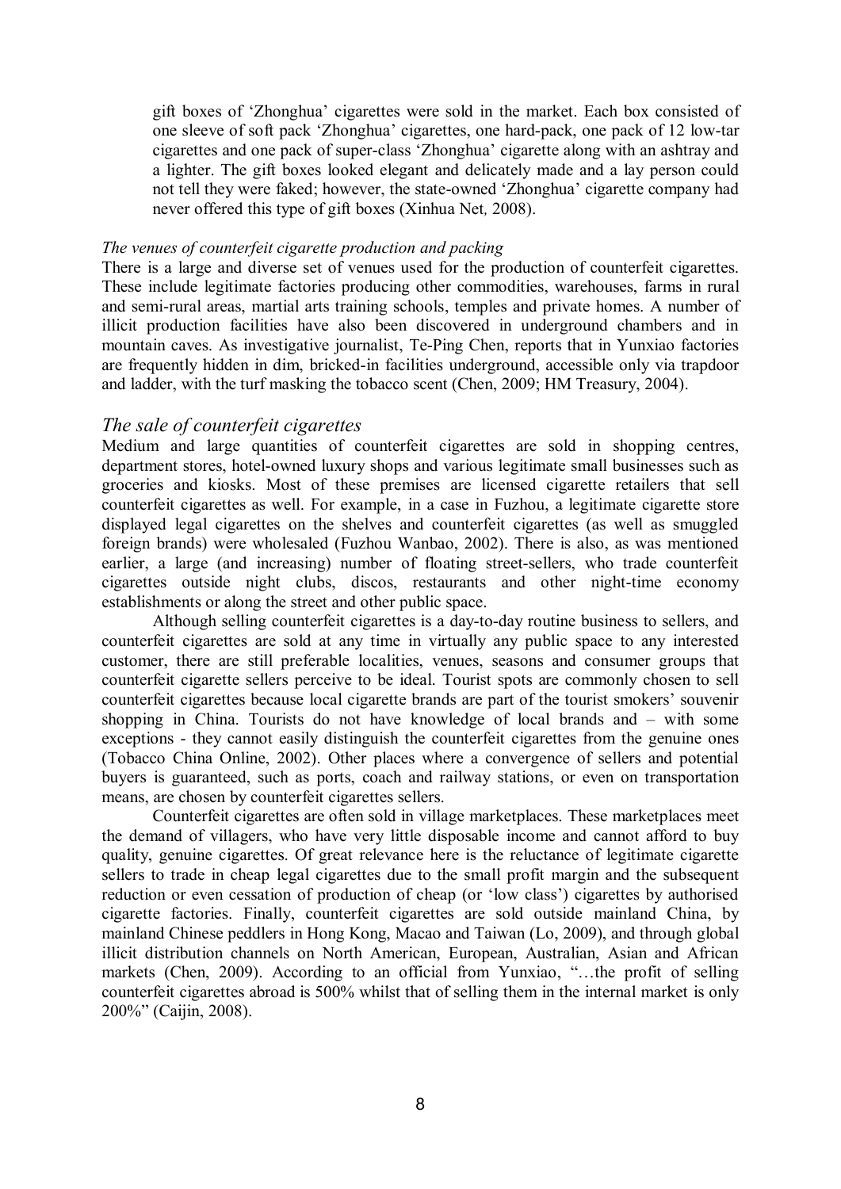gift boxes of 'Zhonghua' cigarettes were sold in the market. Each box consisted of one sleeve of soft pack 'Zhonghua' cigarettes, one hard-pack, one pack of 12 low-tar cigarettes and one pack of super-class 'Zhonghua' cigarette along with an ashtray and a lighter. The gift boxes looked elegant and delicately made and a lay person could not tell they were faked; however, the state-owned 'Zhonghua' cigarette company had never offered this type of gift boxes (Xinhua Net, 2008).

#### *The venues of counterfeit cigarette production and packing*

There is a large and diverse set of venues used for the production of counterfeit cigarettes. These include legitimate factories producing other commodities, warehouses, farms in rural and semi-rural areas, martial arts training schools, temples and private homes. A number of illicit production facilities have also been discovered in underground chambers and in mountain caves. As investigative journalist, Te-Ping Chen, reports that in Yunxiao factories are frequently hidden in dim, bricked-in facilities underground, accessible only via trapdoor and ladder, with the turf masking the tobacco scent (Chen, 2009; HM Treasury, 2004).

### *The sale of counterfeit cigarettes*

Medium and large quantities of counterfeit cigarettes are sold in shopping centres, department stores, hotel-owned luxury shops and various legitimate small businesses such as groceries and kiosks. Most of these premises are licensed cigarette retailers that sell counterfeit cigarettes as well. For example, in a case in Fuzhou, a legitimate cigarette store displayed legal cigarettes on the shelves and counterfeit cigarettes (as well as smuggled foreign brands) were wholesaled (Fuzhou Wanbao, 2002). There is also, as was mentioned earlier, a large (and increasing) number of floating street-sellers, who trade counterfeit cigarettes outside night clubs, discos, restaurants and other night-time economy establishments or along the street and other public space.

Although selling counterfeit cigarettes is a day-to-day routine business to sellers, and counterfeit cigarettes are sold at any time in virtually any public space to any interested customer, there are still preferable localities, venues, seasons and consumer groups that counterfeit cigarette sellers perceive to be ideal. Tourist spots are commonly chosen to sell counterfeit cigarettes because local cigarette brands are part of the tourist smokers' souvenir shopping in China. Tourists do not have knowledge of local brands and – with some exceptions - they cannot easily distinguish the counterfeit cigarettes from the genuine ones (Tobacco China Online, 2002). Other places where a convergence of sellers and potential buyers is guaranteed, such as ports, coach and railway stations, or even on transportation means, are chosen by counterfeit cigarettes sellers.

Counterfeit cigarettes are often sold in village marketplaces. These marketplaces meet the demand of villagers, who have very little disposable income and cannot afford to buy quality, genuine cigarettes. Of great relevance here is the reluctance of legitimate cigarette sellers to trade in cheap legal cigarettes due to the small profit margin and the subsequent reduction or even cessation of production of cheap (or 'low class') cigarettes by authorised cigarette factories. Finally, counterfeit cigarettes are sold outside mainland China, by mainland Chinese peddlers in Hong Kong, Macao and Taiwan (Lo, 2009), and through global illicit distribution channels on North American, European, Australian, Asian and African markets (Chen, 2009). According to an official from Yunxiao, "…the profit of selling counterfeit cigarettes abroad is 500% whilst that of selling them in the internal market is only 200%" (Caijin, 2008).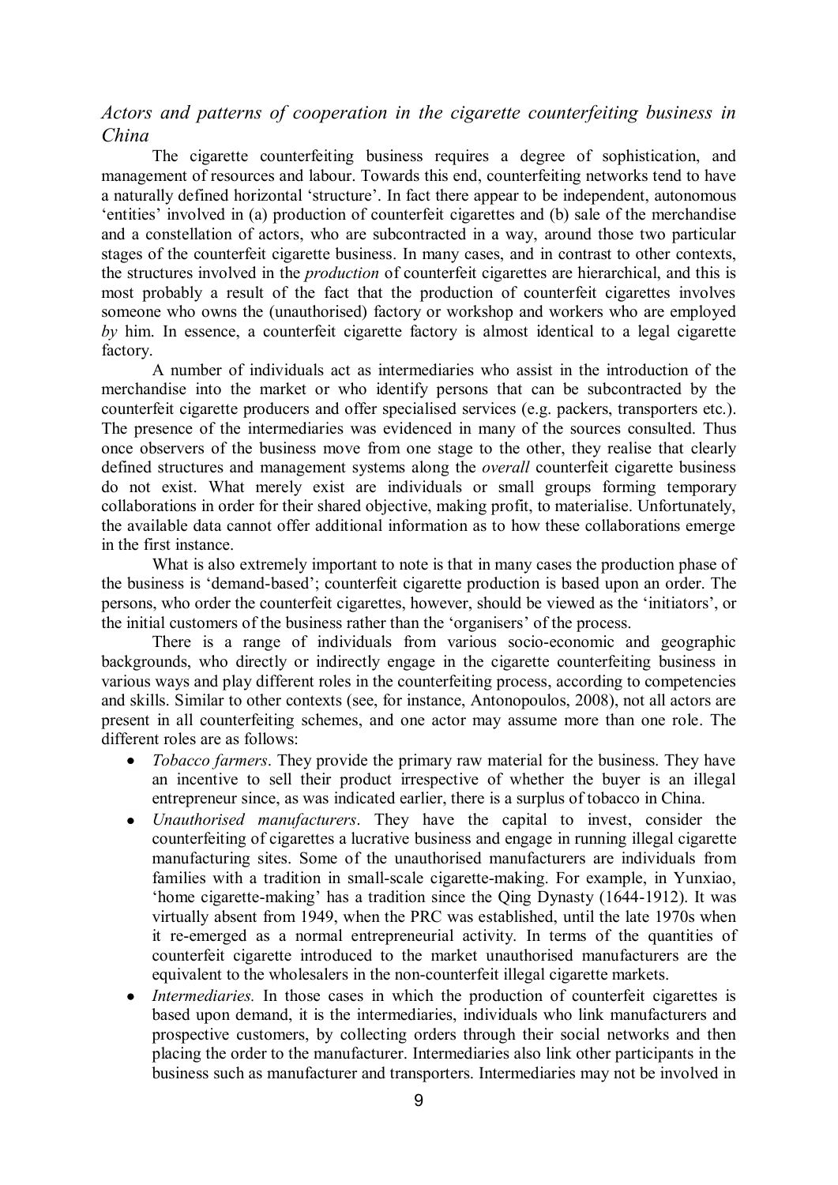## *Actors and patterns of cooperation in the cigarette counterfeiting business in China*

The cigarette counterfeiting business requires a degree of sophistication, and management of resources and labour. Towards this end, counterfeiting networks tend to have a naturally defined horizontal 'structure'. In fact there appear to be independent, autonomous 'entities' involved in (a) production of counterfeit cigarettes and (b) sale of the merchandise and a constellation of actors, who are subcontracted in a way, around those two particular stages of the counterfeit cigarette business. In many cases, and in contrast to other contexts, the structures involved in the *production* of counterfeit cigarettes are hierarchical, and this is most probably a result of the fact that the production of counterfeit cigarettes involves someone who owns the (unauthorised) factory or workshop and workers who are employed *by* him. In essence, a counterfeit cigarette factory is almost identical to a legal cigarette factory.

A number of individuals act as intermediaries who assist in the introduction of the merchandise into the market or who identify persons that can be subcontracted by the counterfeit cigarette producers and offer specialised services (e.g. packers, transporters etc.). The presence of the intermediaries was evidenced in many of the sources consulted. Thus once observers of the business move from one stage to the other, they realise that clearly defined structures and management systems along the *overall* counterfeit cigarette business do not exist. What merely exist are individuals or small groups forming temporary collaborations in order for their shared objective, making profit, to materialise. Unfortunately, the available data cannot offer additional information as to how these collaborations emerge in the first instance.

What is also extremely important to note is that in many cases the production phase of the business is 'demand-based'; counterfeit cigarette production is based upon an order. The persons, who order the counterfeit cigarettes, however, should be viewed as the 'initiators', or the initial customers of the business rather than the 'organisers' of the process.

There is a range of individuals from various socio-economic and geographic backgrounds, who directly or indirectly engage in the cigarette counterfeiting business in various ways and play different roles in the counterfeiting process, according to competencies and skills. Similar to other contexts (see, for instance, Antonopoulos, 2008), not all actors are present in all counterfeiting schemes, and one actor may assume more than one role. The different roles are as follows:

- *Tobacco farmers*. They provide the primary raw material for the business. They have an incentive to sell their product irrespective of whether the buyer is an illegal entrepreneur since, as was indicated earlier, there is a surplus of tobacco in China.
- *Unauthorised manufacturers*. They have the capital to invest, consider the counterfeiting of cigarettes a lucrative business and engage in running illegal cigarette manufacturing sites. Some of the unauthorised manufacturers are individuals from families with a tradition in small-scale cigarette-making. For example, in Yunxiao, 'home cigarette-making' has a tradition since the Qing Dynasty (1644-1912). It was virtually absent from 1949, when the PRC was established, until the late 1970s when it re-emerged as a normal entrepreneurial activity. In terms of the quantities of counterfeit cigarette introduced to the market unauthorised manufacturers are the equivalent to the wholesalers in the non-counterfeit illegal cigarette markets.
- *Intermediaries.* In those cases in which the production of counterfeit cigarettes is based upon demand, it is the intermediaries, individuals who link manufacturers and prospective customers, by collecting orders through their social networks and then placing the order to the manufacturer. Intermediaries also link other participants in the business such as manufacturer and transporters. Intermediaries may not be involved in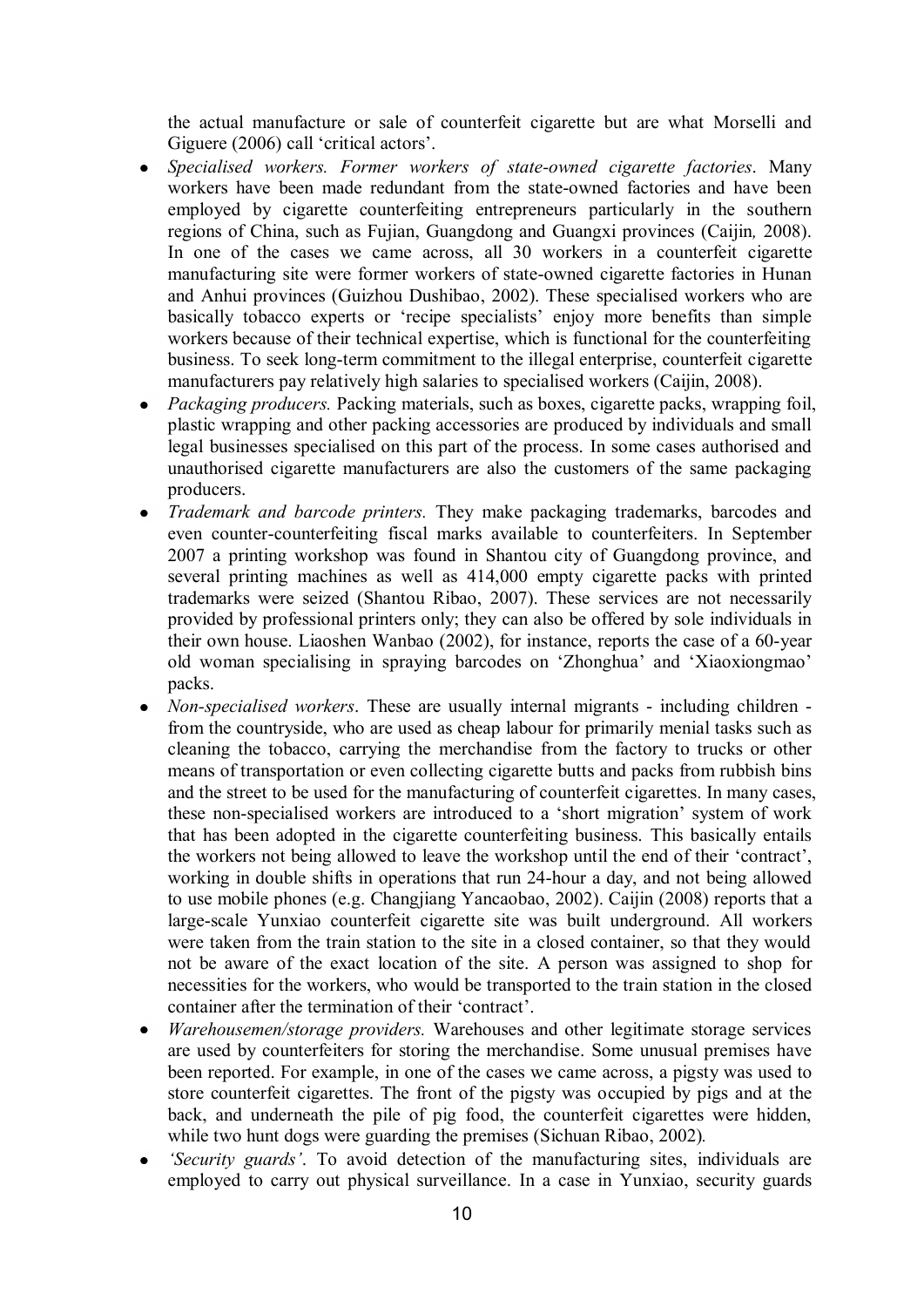the actual manufacture or sale of counterfeit cigarette but are what Morselli and Giguere (2006) call 'critical actors'.

- *Specialised workers. Former workers of state-owned cigarette factories*. Many workers have been made redundant from the state-owned factories and have been employed by cigarette counterfeiting entrepreneurs particularly in the southern regions of China, such as Fujian, Guangdong and Guangxi provinces (Caijin*,* 2008). In one of the cases we came across, all 30 workers in a counterfeit cigarette manufacturing site were former workers of state-owned cigarette factories in Hunan and Anhui provinces (Guizhou Dushibao, 2002). These specialised workers who are basically tobacco experts or 'recipe specialists' enjoy more benefits than simple workers because of their technical expertise, which is functional for the counterfeiting business. To seek long-term commitment to the illegal enterprise, counterfeit cigarette manufacturers pay relatively high salaries to specialised workers (Caijin, 2008).
- *Packaging producers.* Packing materials, such as boxes, cigarette packs, wrapping foil, plastic wrapping and other packing accessories are produced by individuals and small legal businesses specialised on this part of the process. In some cases authorised and unauthorised cigarette manufacturers are also the customers of the same packaging producers.
- *Trademark and barcode printers.* They make packaging trademarks, barcodes and even counter-counterfeiting fiscal marks available to counterfeiters. In September 2007 a printing workshop was found in Shantou city of Guangdong province, and several printing machines as well as 414,000 empty cigarette packs with printed trademarks were seized (Shantou Ribao, 2007). These services are not necessarily provided by professional printers only; they can also be offered by sole individuals in their own house. Liaoshen Wanbao (2002), for instance, reports the case of a 60-year old woman specialising in spraying barcodes on 'Zhonghua' and 'Xiaoxiongmao' packs.
- *Non-specialised workers*. These are usually internal migrants - including children - from the countryside, who are used as cheap labour for primarily menial tasks such as cleaning the tobacco, carrying the merchandise from the factory to trucks or other means of transportation or even collecting cigarette butts and packs from rubbish bins and the street to be used for the manufacturing of counterfeit cigarettes. In many cases, these non-specialised workers are introduced to a 'short migration' system of work that has been adopted in the cigarette counterfeiting business. This basically entails the workers not being allowed to leave the workshop until the end of their 'contract', working in double shifts in operations that run 24-hour a day, and not being allowed to use mobile phones (e.g. Changjiang Yancaobao, 2002). Caijin (2008) reports that a large-scale Yunxiao counterfeit cigarette site was built underground. All workers were taken from the train station to the site in a closed container, so that they would not be aware of the exact location of the site. A person was assigned to shop for necessities for the workers, who would be transported to the train station in the closed container after the termination of their 'contract'.
- *Warehousemen/storage providers.* Warehouses and other legitimate storage services are used by counterfeiters for storing the merchandise. Some unusual premises have been reported. For example, in one of the cases we came across, a pigsty was used to store counterfeit cigarettes. The front of the pigsty was occupied by pigs and at the back, and underneath the pile of pig food, the counterfeit cigarettes were hidden, while two hunt dogs were guarding the premises (Sichuan Ribao, 2002).
- *'Security guards'*. To avoid detection of the manufacturing sites, individuals are employed to carry out physical surveillance. In a case in Yunxiao, security guards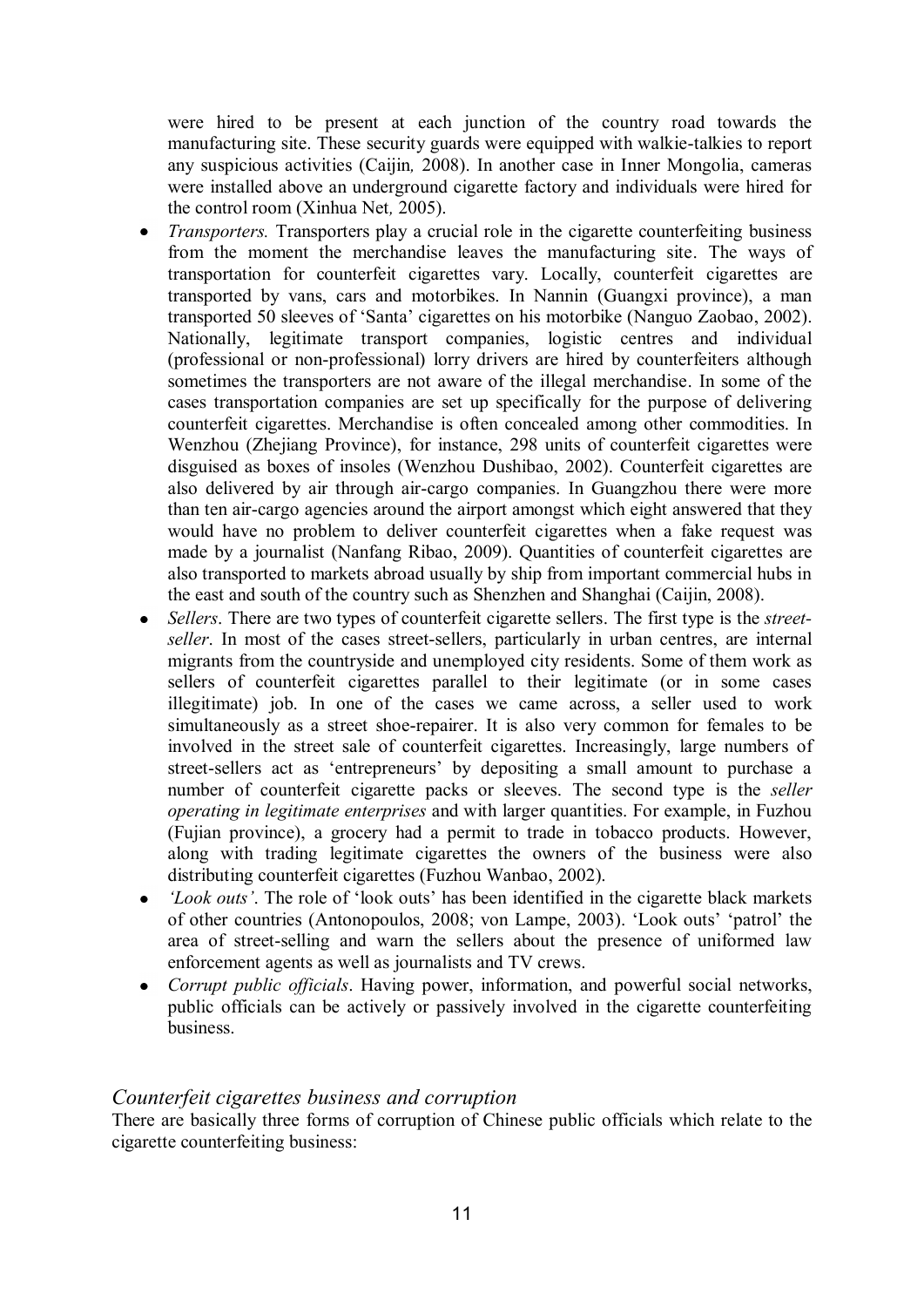were hired to be present at each junction of the country road towards the manufacturing site. These security guards were equipped with walkie-talkies to report any suspicious activities (Caijin*,* 2008). In another case in Inner Mongolia, cameras were installed above an underground cigarette factory and individuals were hired for the control room (Xinhua Net*,* 2005).

- *Transporters.* Transporters play a crucial role in the cigarette counterfeiting business from the moment the merchandise leaves the manufacturing site. The ways of transportation for counterfeit cigarettes vary. Locally, counterfeit cigarettes are transported by vans, cars and motorbikes. In Nannin (Guangxi province), a man transported 50 sleeves of 'Santa' cigarettes on his motorbike (Nanguo Zaobao, 2002). Nationally, legitimate transport companies, logistic centres and individual (professional or non-professional) lorry drivers are hired by counterfeiters although sometimes the transporters are not aware of the illegal merchandise. In some of the cases transportation companies are set up specifically for the purpose of delivering counterfeit cigarettes. Merchandise is often concealed among other commodities. In Wenzhou (Zhejiang Province), for instance, 298 units of counterfeit cigarettes were disguised as boxes of insoles (Wenzhou Dushibao, 2002). Counterfeit cigarettes are also delivered by air through air-cargo companies. In Guangzhou there were more than ten air-cargo agencies around the airport amongst which eight answered that they would have no problem to deliver counterfeit cigarettes when a fake request was made by a journalist (Nanfang Ribao, 2009). Quantities of counterfeit cigarettes are also transported to markets abroad usually by ship from important commercial hubs in the east and south of the country such as Shenzhen and Shanghai (Caijin, 2008).
- *Sellers*. There are two types of counterfeit cigarette sellers. The first type is the *street-seller*. In most of the cases street-sellers, particularly in urban centres, are internal migrants from the countryside and unemployed city residents. Some of them work as sellers of counterfeit cigarettes parallel to their legitimate (or in some cases illegitimate) job. In one of the cases we came across, a seller used to work simultaneously as a street shoe-repairer. It is also very common for females to be involved in the street sale of counterfeit cigarettes. Increasingly, large numbers of street-sellers act as 'entrepreneurs' by depositing a small amount to purchase a number of counterfeit cigarette packs or sleeves. The second type is the *seller operating in legitimate enterprises* and with larger quantities. For example, in Fuzhou (Fujian province), a grocery had a permit to trade in tobacco products. However, along with trading legitimate cigarettes the owners of the business were also distributing counterfeit cigarettes (Fuzhou Wanbao, 2002).
- *'Look outs'*. The role of 'look outs' has been identified in the cigarette black markets of other countries (Antonopoulos, 2008; von Lampe, 2003). 'Look outs' 'patrol' the area of street-selling and warn the sellers about the presence of uniformed law enforcement agents as well as journalists and TV crews.
- *Corrupt public officials*. Having power, information, and powerful social networks, public officials can be actively or passively involved in the cigarette counterfeiting business.

### *Counterfeit cigarettes business and corruption*

There are basically three forms of corruption of Chinese public officials which relate to the cigarette counterfeiting business: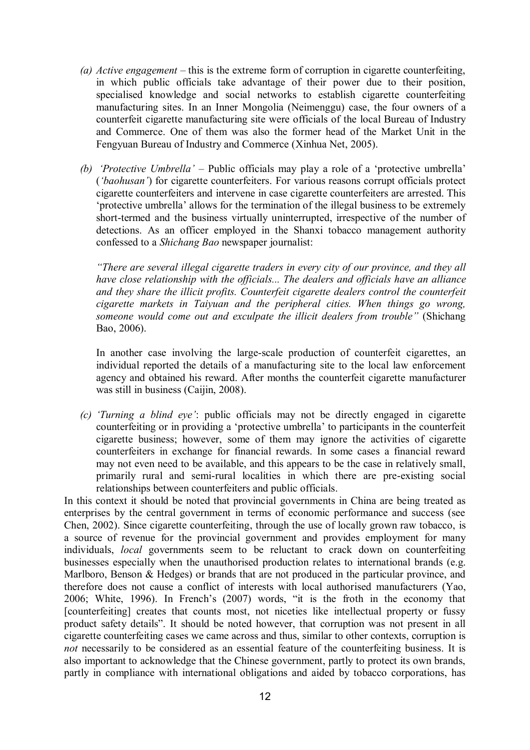(a) *Active engagement* – this is the extreme form of corruption in cigarette counterfeiting, in which public officials take advantage of their power due to their position, specialised knowledge and social networks to establish cigarette counterfeiting manufacturing sites. In an Inner Mongolia (Neimenggu) case, the four owners of a counterfeit cigarette manufacturing site were officials of the local Bureau of Industry and Commerce. One of them was also the former head of the Market Unit in the Fengyuan Bureau of Industry and Commerce (Xinhua Net, 2005).

(b) *'Protective Umbrella'* – Public officials may play a role of a 'protective umbrella' (*'baohusan'*) for cigarette counterfeiters. For various reasons corrupt officials protect cigarette counterfeiters and intervene in case cigarette counterfeiters are arrested. This 'protective umbrella' allows for the termination of the illegal business to be extremely short-termed and the business virtually uninterrupted, irrespective of the number of detections. As an officer employed in the Shanxi tobacco management authority confessed to a *Shichang Bao* newspaper journalist:

   *"There are several illegal cigarette traders in every city of our province, and they all have close relationship with the officials... The dealers and officials have an alliance and they share the illicit profits. Counterfeit cigarette dealers control the counterfeit cigarette markets in Taiyuan and the peripheral cities. When things go wrong, someone would come out and exculpate the illicit dealers from trouble"* (Shichang Bao, 2006).

   In another case involving the large-scale production of counterfeit cigarettes, an individual reported the details of a manufacturing site to the local law enforcement agency and obtained his reward. After months the counterfeit cigarette manufacturer was still in business (Caijin, 2008).

(c) *'Turning a blind eye'*: public officials may not be directly engaged in cigarette counterfeiting or in providing a 'protective umbrella' to participants in the counterfeit cigarette business; however, some of them may ignore the activities of cigarette counterfeiters in exchange for financial rewards. In some cases a financial reward may not even need to be available, and this appears to be the case in relatively small, primarily rural and semi-rural localities in which there are pre-existing social relationships between counterfeiters and public officials.

In this context it should be noted that provincial governments in China are being treated as enterprises by the central government in terms of economic performance and success (see Chen, 2002). Since cigarette counterfeiting, through the use of locally grown raw tobacco, is a source of revenue for the provincial government and provides employment for many individuals, *local* governments seem to be reluctant to crack down on counterfeiting businesses especially when the unauthorised production relates to international brands (e.g. Marlboro, Benson & Hedges) or brands that are not produced in the particular province, and therefore does not cause a conflict of interests with local authorised manufacturers (Yao, 2006; White, 1996). In French's (2007) words, "it is the froth in the economy that [counterfeiting] creates that counts most, not niceties like intellectual property or fussy product safety details". It should be noted however, that corruption was not present in all cigarette counterfeiting cases we came across and thus, similar to other contexts, corruption is *not* necessarily to be considered as an essential feature of the counterfeiting business. It is also important to acknowledge that the Chinese government, partly to protect its own brands, partly in compliance with international obligations and aided by tobacco corporations, has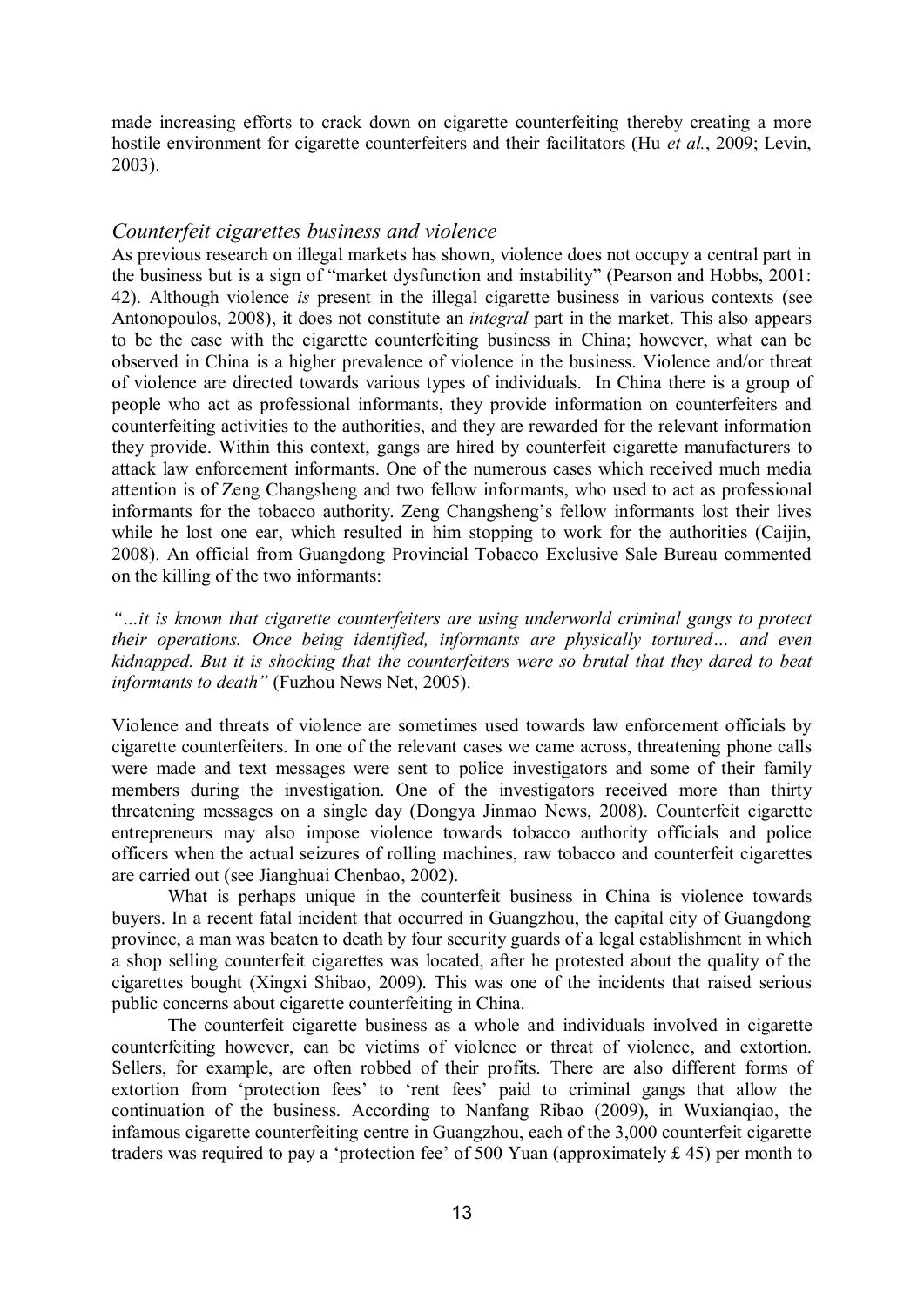made increasing efforts to crack down on cigarette counterfeiting thereby creating a more hostile environment for cigarette counterfeiters and their facilitators (Hu *et al.*, 2009; Levin, 2003).

## *Counterfeit cigarettes business and violence*

As previous research on illegal markets has shown, violence does not occupy a central part in the business but is a sign of "market dysfunction and instability" (Pearson and Hobbs, 2001: 42). Although violence *is* present in the illegal cigarette business in various contexts (see Antonopoulos, 2008), it does not constitute an *integral* part in the market. This also appears to be the case with the cigarette counterfeiting business in China; however, what can be observed in China is a higher prevalence of violence in the business. Violence and/or threat of violence are directed towards various types of individuals. In China there is a group of people who act as professional informants, they provide information on counterfeiters and counterfeiting activities to the authorities, and they are rewarded for the relevant information they provide. Within this context, gangs are hired by counterfeit cigarette manufacturers to attack law enforcement informants. One of the numerous cases which received much media attention is of Zeng Changsheng and two fellow informants, who used to act as professional informants for the tobacco authority. Zeng Changsheng's fellow informants lost their lives while he lost one ear, which resulted in him stopping to work for the authorities (Caijin, 2008). An official from Guangdong Provincial Tobacco Exclusive Sale Bureau commented on the killing of the two informants:

*"…it is known that cigarette counterfeiters are using underworld criminal gangs to protect their operations. Once being identified, informants are physically tortured… and even kidnapped. But it is shocking that the counterfeiters were so brutal that they dared to beat informants to death"* (Fuzhou News Net, 2005).

Violence and threats of violence are sometimes used towards law enforcement officials by cigarette counterfeiters. In one of the relevant cases we came across, threatening phone calls were made and text messages were sent to police investigators and some of their family members during the investigation. One of the investigators received more than thirty threatening messages on a single day (Dongya Jinmao News, 2008). Counterfeit cigarette entrepreneurs may also impose violence towards tobacco authority officials and police officers when the actual seizures of rolling machines, raw tobacco and counterfeit cigarettes are carried out (see Jianghuai Chenbao, 2002).

What is perhaps unique in the counterfeit business in China is violence towards buyers. In a recent fatal incident that occurred in Guangzhou, the capital city of Guangdong province, a man was beaten to death by four security guards of a legal establishment in which a shop selling counterfeit cigarettes was located, after he protested about the quality of the cigarettes bought (Xingxi Shibao, 2009). This was one of the incidents that raised serious public concerns about cigarette counterfeiting in China.

The counterfeit cigarette business as a whole and individuals involved in cigarette counterfeiting however, can be victims of violence or threat of violence, and extortion. Sellers, for example, are often robbed of their profits. There are also different forms of extortion from 'protection fees' to 'rent fees' paid to criminal gangs that allow the continuation of the business. According to Nanfang Ribao (2009), in Wuxianqiao, the infamous cigarette counterfeiting centre in Guangzhou, each of the 3,000 counterfeit cigarette traders was required to pay a 'protection fee' of 500 Yuan (approximately £ 45) per month to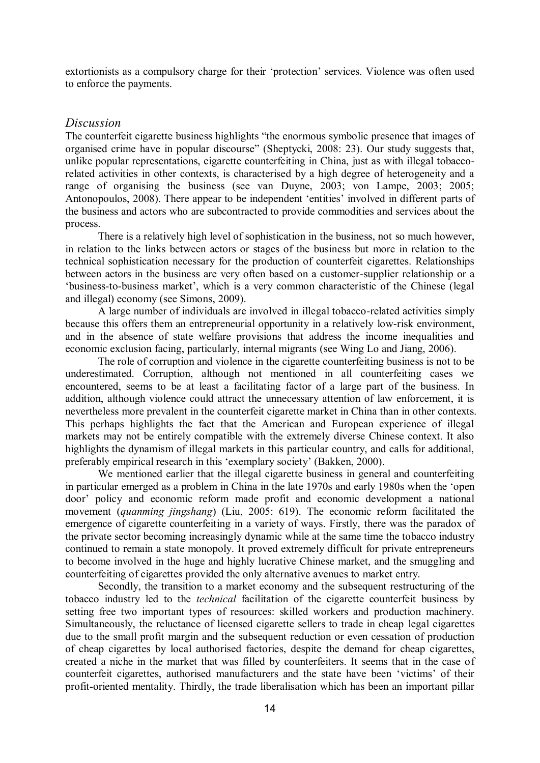extortionists as a compulsory charge for their 'protection' services. Violence was often used to enforce the payments.

### *Discussion*

The counterfeit cigarette business highlights "the enormous symbolic presence that images of organised crime have in popular discourse" (Sheptycki, 2008: 23). Our study suggests that, unlike popular representations, cigarette counterfeiting in China, just as with illegal tobacco-related activities in other contexts, is characterised by a high degree of heterogeneity and a range of organising the business (see van Duyne, 2003; von Lampe, 2003; 2005; Antonopoulos, 2008). There appear to be independent 'entities' involved in different parts of the business and actors who are subcontracted to provide commodities and services about the process.

There is a relatively high level of sophistication in the business, not so much however, in relation to the links between actors or stages of the business but more in relation to the technical sophistication necessary for the production of counterfeit cigarettes. Relationships between actors in the business are very often based on a customer-supplier relationship or a 'business-to-business market', which is a very common characteristic of the Chinese (legal and illegal) economy (see Simons, 2009).

A large number of individuals are involved in illegal tobacco-related activities simply because this offers them an entrepreneurial opportunity in a relatively low-risk environment, and in the absence of state welfare provisions that address the income inequalities and economic exclusion facing, particularly, internal migrants (see Wing Lo and Jiang, 2006).

The role of corruption and violence in the cigarette counterfeiting business is not to be underestimated. Corruption, although not mentioned in all counterfeiting cases we encountered, seems to be at least a facilitating factor of a large part of the business. In addition, although violence could attract the unnecessary attention of law enforcement, it is nevertheless more prevalent in the counterfeit cigarette market in China than in other contexts. This perhaps highlights the fact that the American and European experience of illegal markets may not be entirely compatible with the extremely diverse Chinese context. It also highlights the dynamism of illegal markets in this particular country, and calls for additional, preferably empirical research in this 'exemplary society' (Bakken, 2000).

We mentioned earlier that the illegal cigarette business in general and counterfeiting in particular emerged as a problem in China in the late 1970s and early 1980s when the 'open door' policy and economic reform made profit and economic development a national movement (*quanming jingshang*) (Liu, 2005: 619). The economic reform facilitated the emergence of cigarette counterfeiting in a variety of ways. Firstly, there was the paradox of the private sector becoming increasingly dynamic while at the same time the tobacco industry continued to remain a state monopoly. It proved extremely difficult for private entrepreneurs to become involved in the huge and highly lucrative Chinese market, and the smuggling and counterfeiting of cigarettes provided the only alternative avenues to market entry.

Secondly, the transition to a market economy and the subsequent restructuring of the tobacco industry led to the *technical* facilitation of the cigarette counterfeit business by setting free two important types of resources: skilled workers and production machinery. Simultaneously, the reluctance of licensed cigarette sellers to trade in cheap legal cigarettes due to the small profit margin and the subsequent reduction or even cessation of production of cheap cigarettes by local authorised factories, despite the demand for cheap cigarettes, created a niche in the market that was filled by counterfeiters. It seems that in the case of counterfeit cigarettes, authorised manufacturers and the state have been 'victims' of their profit-oriented mentality. Thirdly, the trade liberalisation which has been an important pillar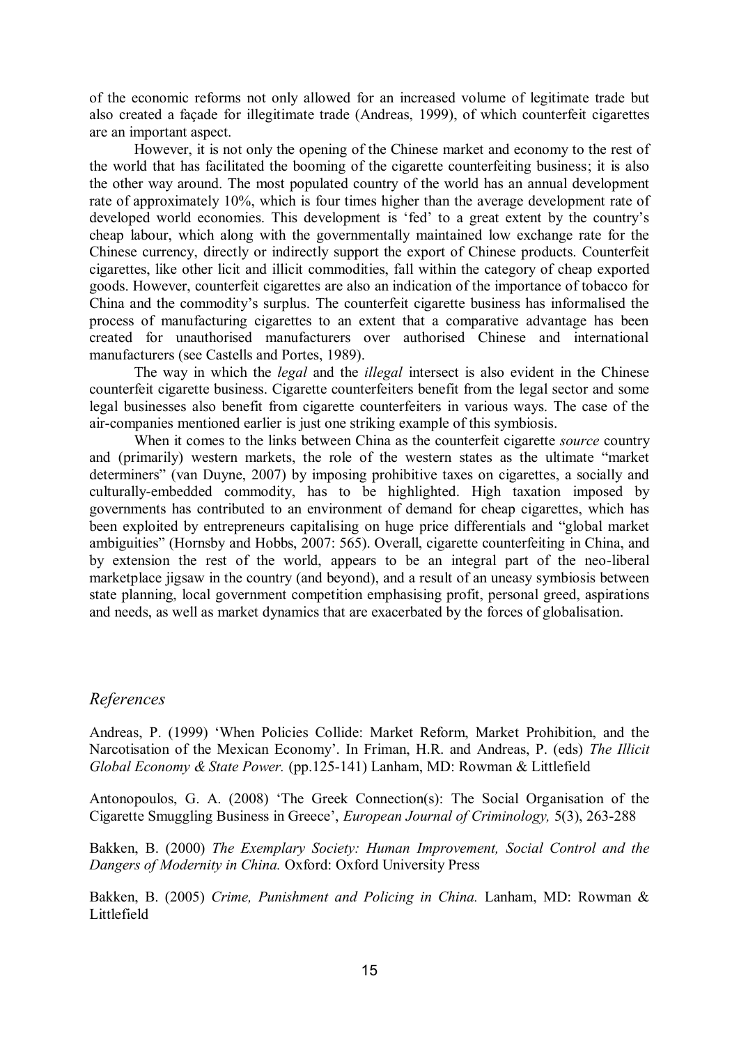of the economic reforms not only allowed for an increased volume of legitimate trade but also created a façade for illegitimate trade (Andreas, 1999), of which counterfeit cigarettes are an important aspect.

However, it is not only the opening of the Chinese market and economy to the rest of the world that has facilitated the booming of the cigarette counterfeiting business; it is also the other way around. The most populated country of the world has an annual development rate of approximately 10%, which is four times higher than the average development rate of developed world economies. This development is 'fed' to a great extent by the country's cheap labour, which along with the governmentally maintained low exchange rate for the Chinese currency, directly or indirectly support the export of Chinese products. Counterfeit cigarettes, like other licit and illicit commodities, fall within the category of cheap exported goods. However, counterfeit cigarettes are also an indication of the importance of tobacco for China and the commodity's surplus. The counterfeit cigarette business has informalised the process of manufacturing cigarettes to an extent that a comparative advantage has been created for unauthorised manufacturers over authorised Chinese and international manufacturers (see Castells and Portes, 1989).

The way in which the *legal* and the *illegal* intersect is also evident in the Chinese counterfeit cigarette business. Cigarette counterfeiters benefit from the legal sector and some legal businesses also benefit from cigarette counterfeiters in various ways. The case of the air-companies mentioned earlier is just one striking example of this symbiosis.

When it comes to the links between China as the counterfeit cigarette *source* country and (primarily) western markets, the role of the western states as the ultimate "market determiners" (van Duyne, 2007) by imposing prohibitive taxes on cigarettes, a socially and culturally-embedded commodity, has to be highlighted. High taxation imposed by governments has contributed to an environment of demand for cheap cigarettes, which has been exploited by entrepreneurs capitalising on huge price differentials and "global market ambiguities" (Hornsby and Hobbs, 2007: 565). Overall, cigarette counterfeiting in China, and by extension the rest of the world, appears to be an integral part of the neo-liberal marketplace jigsaw in the country (and beyond), and a result of an uneasy symbiosis between state planning, local government competition emphasising profit, personal greed, aspirations and needs, as well as market dynamics that are exacerbated by the forces of globalisation.

## *References*

Andreas, P. (1999) 'When Policies Collide: Market Reform, Market Prohibition, and the Narcotisation of the Mexican Economy'. In Friman, H.R. and Andreas, P. (eds) *The Illicit Global Economy & State Power.* (pp.125-141) Lanham, MD: Rowman & Littlefield

Antonopoulos, G. A. (2008) 'The Greek Connection(s): The Social Organisation of the Cigarette Smuggling Business in Greece', *European Journal of Criminology,* 5(3), 263-288

Bakken, B. (2000) *The Exemplary Society: Human Improvement, Social Control and the Dangers of Modernity in China.* Oxford: Oxford University Press

Bakken, B. (2005) *Crime, Punishment and Policing in China.* Lanham, MD: Rowman & Littlefield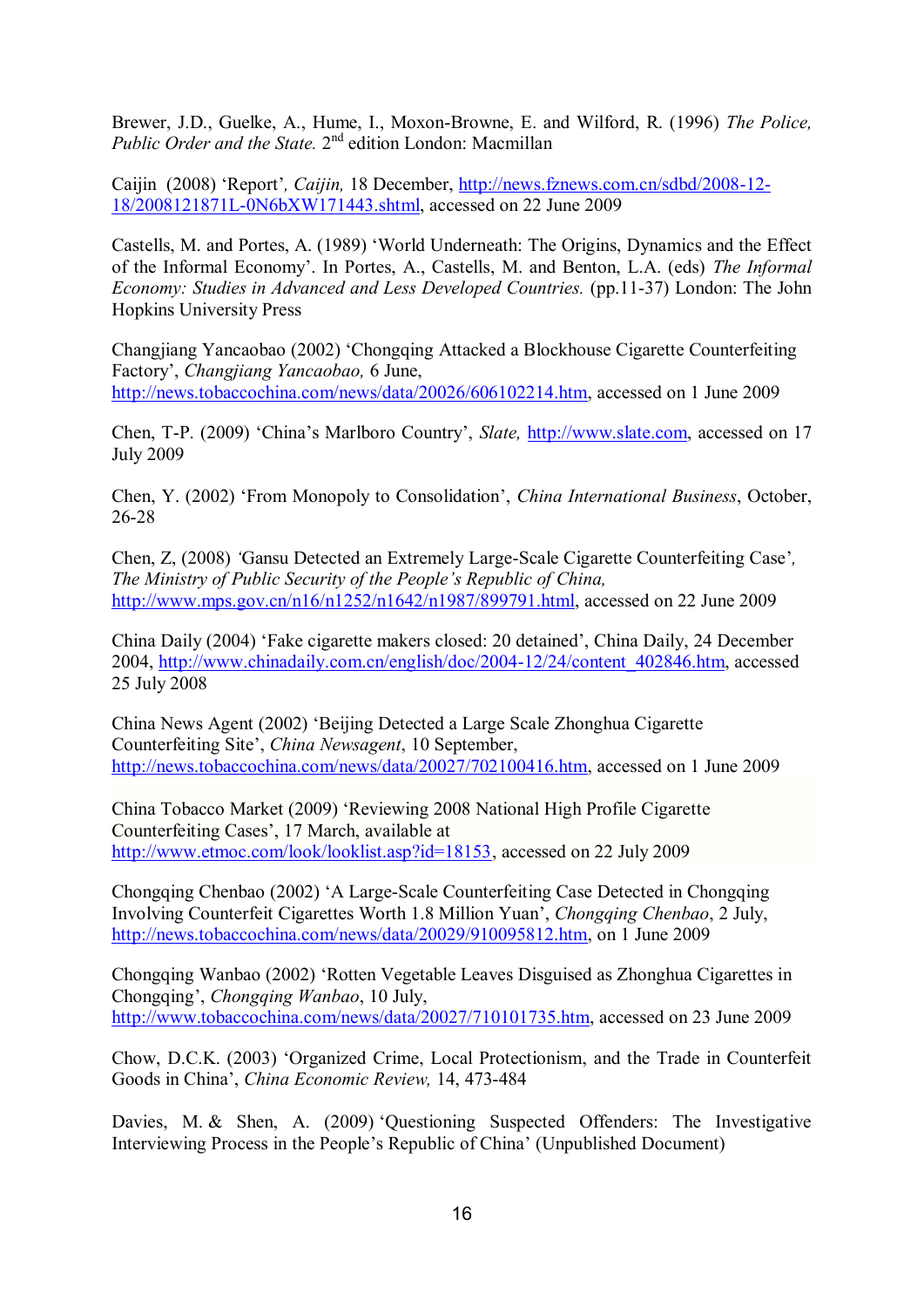Brewer, J.D., Guelke, A., Hume, I., Moxon-Browne, E. and Wilford, R. (1996) *The Police, Public Order and the State.* 2nd edition London: Macmillan

Caijin (2008) 'Report', *Caijin,* 18 December, http://news.fznews.com.cn/sdbd/2008-12-18/2008121871L-0N6bXW171443.shtml, accessed on 22 June 2009

Castells, M. and Portes, A. (1989) 'World Underneath: The Origins, Dynamics and the Effect of the Informal Economy'. In Portes, A., Castells, M. and Benton, L.A. (eds) *The Informal Economy: Studies in Advanced and Less Developed Countries.* (pp.11-37) London: The John Hopkins University Press

Changjiang Yancaobao (2002) 'Chongqing Attacked a Blockhouse Cigarette Counterfeiting Factory', *Changjiang Yancaobao,* 6 June, http://news.tobaccochina.com/news/data/20026/606102214.htm, accessed on 1 June 2009

Chen, T-P. (2009) 'China's Marlboro Country', *Slate,* http://www.slate.com, accessed on 17 July 2009

Chen, Y. (2002) 'From Monopoly to Consolidation', *China International Business*, October, 26-28

Chen, Z, (2008) 'Gansu Detected an Extremely Large-Scale Cigarette Counterfeiting Case', *The Ministry of Public Security of the People's Republic of China,* http://www.mps.gov.cn/n16/n1252/n1642/n1987/899791.html, accessed on 22 June 2009

China Daily (2004) 'Fake cigarette makers closed: 20 detained', China Daily, 24 December 2004, http://www.chinadaily.com.cn/english/doc/2004-12/24/content_402846.htm, accessed 25 July 2008

China News Agent (2002) 'Beijing Detected a Large Scale Zhonghua Cigarette Counterfeiting Site', *China Newsagent*, 10 September, http://news.tobaccochina.com/news/data/20027/702100416.htm, accessed on 1 June 2009

China Tobacco Market (2009) 'Reviewing 2008 National High Profile Cigarette Counterfeiting Cases', 17 March, available at http://www.etmoc.com/look/looklist.asp?id=18153, accessed on 22 July 2009

Chongqing Chenbao (2002) 'A Large-Scale Counterfeiting Case Detected in Chongqing Involving Counterfeit Cigarettes Worth 1.8 Million Yuan', *Chongqing Chenbao*, 2 July, http://news.tobaccochina.com/news/data/20029/910095812.htm, on 1 June 2009

Chongqing Wanbao (2002) 'Rotten Vegetable Leaves Disguised as Zhonghua Cigarettes in Chongqing', *Chongqing Wanbao*, 10 July, http://www.tobaccochina.com/news/data/20027/710101735.htm, accessed on 23 June 2009

Chow, D.C.K. (2003) 'Organized Crime, Local Protectionism, and the Trade in Counterfeit Goods in China', *China Economic Review,* 14, 473-484

Davies, M. & Shen, A. (2009) 'Questioning Suspected Offenders: The Investigative Interviewing Process in the People's Republic of China' (Unpublished Document)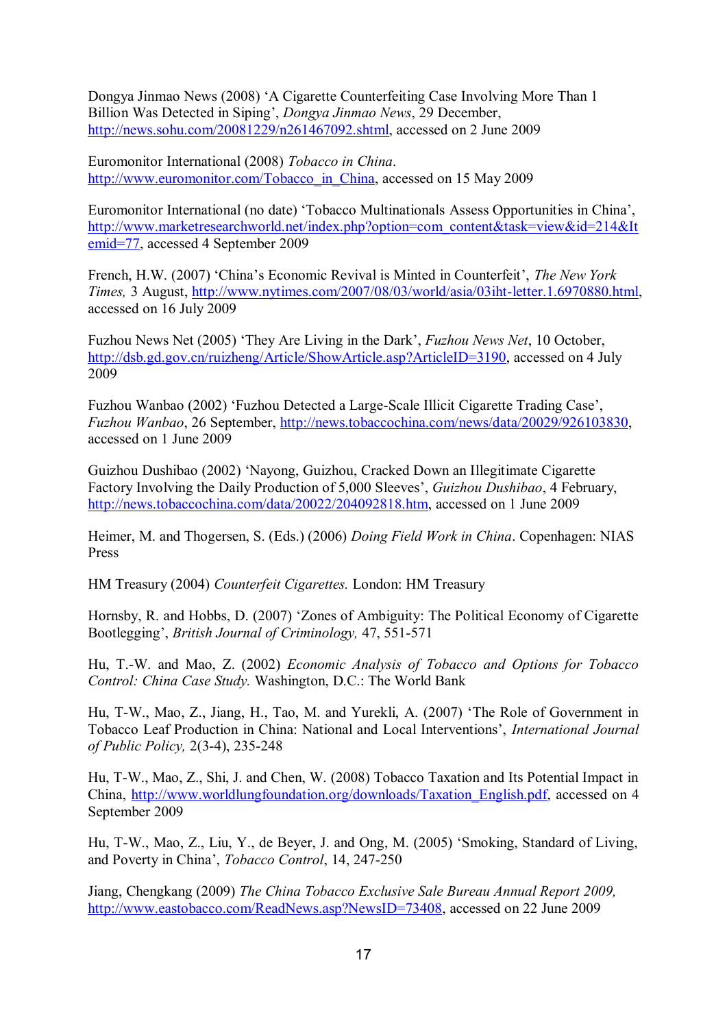Dongya Jinmao News (2008) ‘A Cigarette Counterfeiting Case Involving More Than 1 Billion Was Detected in Siping’, *Dongya Jinmao News*, 29 December, http://news.sohu.com/20081229/n261467092.shtml, accessed on 2 June 2009

Euromonitor International (2008) *Tobacco in China*. http://www.euromonitor.com/Tobacco_in_China, accessed on 15 May 2009

Euromonitor International (no date) ‘Tobacco Multinationals Assess Opportunities in China’, http://www.marketresearchworld.net/index.php?option=com_content&task=view&id=214&Itemid=77, accessed 4 September 2009

French, H.W. (2007) ‘China’s Economic Revival is Minted in Counterfeit’, *The New York Times,* 3 August, http://www.nytimes.com/2007/08/03/world/asia/03iht-letter.1.6970880.html, accessed on 16 July 2009

Fuzhou News Net (2005) ‘They Are Living in the Dark’, *Fuzhou News Net*, 10 October, http://dsb.gd.gov.cn/ruizheng/Article/ShowArticle.asp?ArticleID=3190, accessed on 4 July 2009

Fuzhou Wanbao (2002) ‘Fuzhou Detected a Large-Scale Illicit Cigarette Trading Case’, *Fuzhou Wanbao*, 26 September, http://news.tobaccochina.com/news/data/20029/926103830, accessed on 1 June 2009

Guizhou Dushibao (2002) ‘Nayong, Guizhou, Cracked Down an Illegitimate Cigarette Factory Involving the Daily Production of 5,000 Sleeves’, *Guizhou Dushibao*, 4 February, http://news.tobaccochina.com/data/20022/204092818.htm, accessed on 1 June 2009

Heimer, M. and Thogersen, S. (Eds.) (2006) *Doing Field Work in China*. Copenhagen: NIAS Press

HM Treasury (2004) *Counterfeit Cigarettes.* London: HM Treasury

Hornsby, R. and Hobbs, D. (2007) ‘Zones of Ambiguity: The Political Economy of Cigarette Bootlegging’, *British Journal of Criminology,* 47, 551-571

Hu, T.-W. and Mao, Z. (2002) *Economic Analysis of Tobacco and Options for Tobacco Control: China Case Study.* Washington, D.C.: The World Bank

Hu, T-W., Mao, Z., Jiang, H., Tao, M. and Yurekli, A. (2007) ‘The Role of Government in Tobacco Leaf Production in China: National and Local Interventions’, *International Journal of Public Policy,* 2(3-4), 235-248

Hu, T-W., Mao, Z., Shi, J. and Chen, W. (2008) Tobacco Taxation and Its Potential Impact in China, http://www.worldlungfoundation.org/downloads/Taxation_English.pdf, accessed on 4 September 2009

Hu, T-W., Mao, Z., Liu, Y., de Beyer, J. and Ong, M. (2005) ‘Smoking, Standard of Living, and Poverty in China’, *Tobacco Control*, 14, 247-250

Jiang, Chengkang (2009) *The China Tobacco Exclusive Sale Bureau Annual Report 2009,* http://www.eastobacco.com/ReadNews.asp?NewsID=73408, accessed on 22 June 2009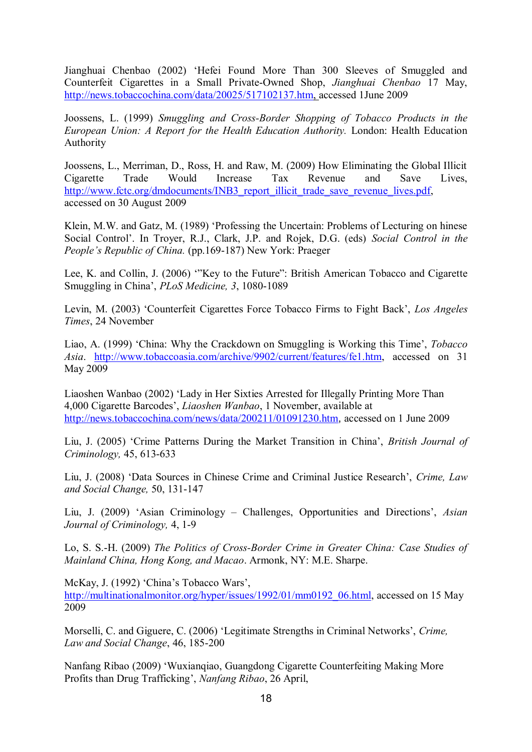Jianghuai Chenbao (2002) 'Hefei Found More Than 300 Sleeves of Smuggled and Counterfeit Cigarettes in a Small Private-Owned Shop, *Jianghuai Chenbao* 17 May, http://news.tobaccochina.com/data/20025/517102137.htm, accessed 1June 2009

Joossens, L. (1999) *Smuggling and Cross-Border Shopping of Tobacco Products in the European Union: A Report for the Health Education Authority.* London: Health Education Authority

Joossens, L., Merriman, D., Ross, H. and Raw, M. (2009) How Eliminating the Global Illicit Cigarette Trade Would Increase Tax Revenue and Save Lives, http://www.fctc.org/dmdocuments/INB3_report_illicit_trade_save_revenue_lives.pdf, accessed on 30 August 2009

Klein, M.W. and Gatz, M. (1989) 'Professing the Uncertain: Problems of Lecturing on hinese Social Control'. In Troyer, R.J., Clark, J.P. and Rojek, D.G. (eds) *Social Control in the People's Republic of China.* (pp.169-187) New York: Praeger

Lee, K. and Collin, J. (2006) '"Key to the Future": British American Tobacco and Cigarette Smuggling in China', *PLoS Medicine, 3*, 1080-1089

Levin, M. (2003) 'Counterfeit Cigarettes Force Tobacco Firms to Fight Back', *Los Angeles Times*, 24 November

Liao, A. (1999) 'China: Why the Crackdown on Smuggling is Working this Time', *Tobacco Asia*. http://www.tobaccoasia.com/archive/9902/current/features/fe1.htm, accessed on 31 May 2009

Liaoshen Wanbao (2002) 'Lady in Her Sixties Arrested for Illegally Printing More Than 4,000 Cigarette Barcodes', *Liaoshen Wanbao*, 1 November, available at http://news.tobaccochina.com/news/data/200211/01091230.htm, accessed on 1 June 2009

Liu, J. (2005) 'Crime Patterns During the Market Transition in China', *British Journal of Criminology,* 45, 613-633

Liu, J. (2008) 'Data Sources in Chinese Crime and Criminal Justice Research', *Crime, Law and Social Change,* 50, 131-147

Liu, J. (2009) 'Asian Criminology – Challenges, Opportunities and Directions', *Asian Journal of Criminology,* 4, 1-9

Lo, S. S.-H. (2009) *The Politics of Cross-Border Crime in Greater China: Case Studies of Mainland China, Hong Kong, and Macao*. Armonk, NY: M.E. Sharpe.

McKay, J. (1992) 'China's Tobacco Wars', http://multinationalmonitor.org/hyper/issues/1992/01/mm0192_06.html, accessed on 15 May 2009

Morselli, C. and Giguere, C. (2006) 'Legitimate Strengths in Criminal Networks', *Crime, Law and Social Change*, 46, 185-200

Nanfang Ribao (2009) 'Wuxianqiao, Guangdong Cigarette Counterfeiting Making More Profits than Drug Trafficking', *Nanfang Ribao*, 26 April,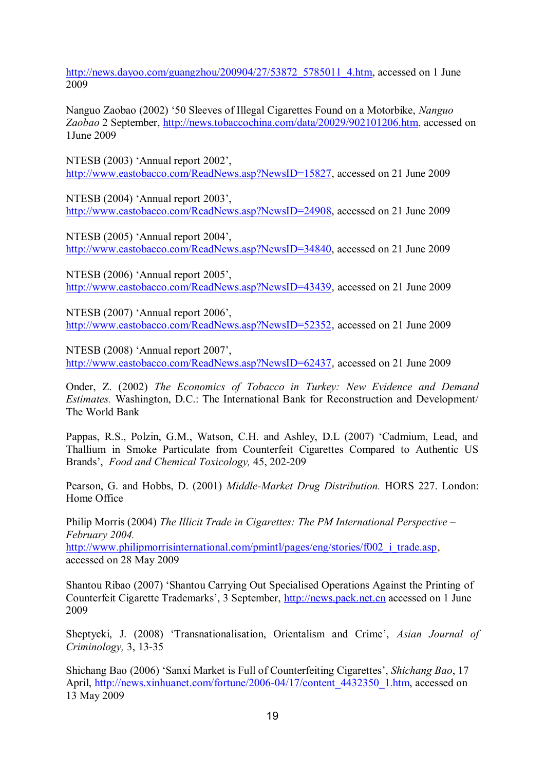http://news.dayoo.com/guangzhou/200904/27/53872_5785011_4.htm, accessed on 1 June 2009

Nanguo Zaobao (2002) '50 Sleeves of Illegal Cigarettes Found on a Motorbike, *Nanguo Zaobao* 2 September, http://news.tobaccochina.com/data/20029/902101206.htm, accessed on 1June 2009

NTESB (2003) 'Annual report 2002', http://www.eastobacco.com/ReadNews.asp?NewsID=15827, accessed on 21 June 2009

NTESB (2004) 'Annual report 2003', http://www.eastobacco.com/ReadNews.asp?NewsID=24908, accessed on 21 June 2009

NTESB (2005) 'Annual report 2004', http://www.eastobacco.com/ReadNews.asp?NewsID=34840, accessed on 21 June 2009

NTESB (2006) 'Annual report 2005', http://www.eastobacco.com/ReadNews.asp?NewsID=43439, accessed on 21 June 2009

NTESB (2007) 'Annual report 2006', http://www.eastobacco.com/ReadNews.asp?NewsID=52352, accessed on 21 June 2009

NTESB (2008) 'Annual report 2007', http://www.eastobacco.com/ReadNews.asp?NewsID=62437, accessed on 21 June 2009

Onder, Z. (2002) *The Economics of Tobacco in Turkey: New Evidence and Demand Estimates.* Washington, D.C.: The International Bank for Reconstruction and Development/ The World Bank

Pappas, R.S., Polzin, G.M., Watson, C.H. and Ashley, D.L (2007) 'Cadmium, Lead, and Thallium in Smoke Particulate from Counterfeit Cigarettes Compared to Authentic US Brands', *Food and Chemical Toxicology,* 45, 202-209

Pearson, G. and Hobbs, D. (2001) *Middle-Market Drug Distribution.* HORS 227. London: Home Office

Philip Morris (2004) *The Illicit Trade in Cigarettes: The PM International Perspective – February 2004.* http://www.philipmorrisinternational.com/pmintl/pages/eng/stories/f002_i_trade.asp, accessed on 28 May 2009

Shantou Ribao (2007) 'Shantou Carrying Out Specialised Operations Against the Printing of Counterfeit Cigarette Trademarks', 3 September, http://news.pack.net.cn accessed on 1 June 2009

Sheptycki, J. (2008) 'Transnationalisation, Orientalism and Crime', *Asian Journal of Criminology,* 3, 13-35

Shichang Bao (2006) 'Sanxi Market is Full of Counterfeiting Cigarettes', *Shichang Bao*, 17 April, http://news.xinhuanet.com/fortune/2006-04/17/content_4432350_1.htm, accessed on 13 May 2009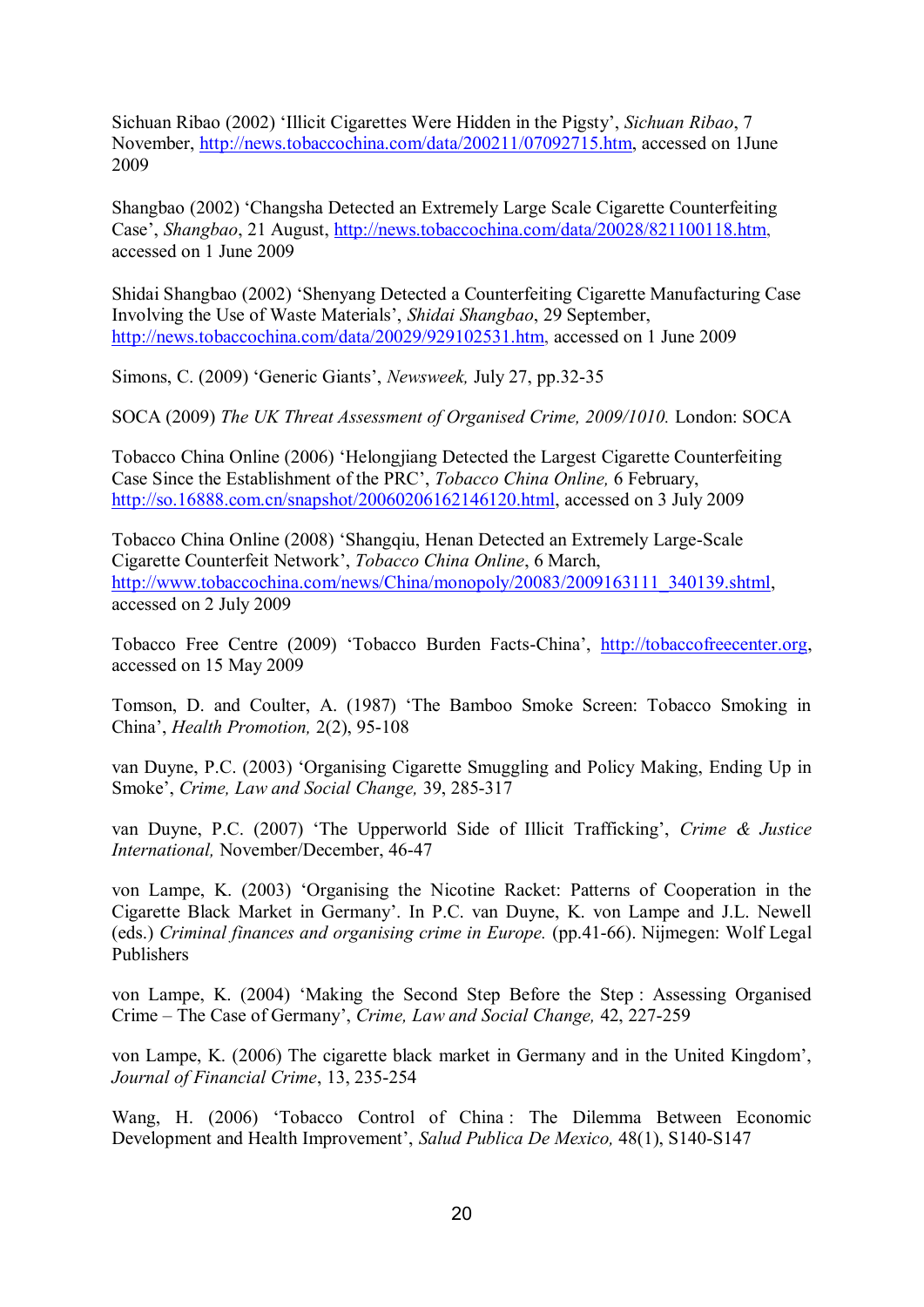Sichuan Ribao (2002) 'Illicit Cigarettes Were Hidden in the Pigsty', *Sichuan Ribao*, 7 November, http://news.tobaccochina.com/data/200211/07092715.htm, accessed on 1June 2009

Shangbao (2002) 'Changsha Detected an Extremely Large Scale Cigarette Counterfeiting Case', *Shangbao*, 21 August, http://news.tobaccochina.com/data/20028/821100118.htm, accessed on 1 June 2009

Shidai Shangbao (2002) 'Shenyang Detected a Counterfeiting Cigarette Manufacturing Case Involving the Use of Waste Materials', *Shidai Shangbao*, 29 September, http://news.tobaccochina.com/data/20029/929102531.htm, accessed on 1 June 2009

Simons, C. (2009) 'Generic Giants', *Newsweek,* July 27, pp.32-35

SOCA (2009) *The UK Threat Assessment of Organised Crime, 2009/1010.* London: SOCA

Tobacco China Online (2006) 'Helongjiang Detected the Largest Cigarette Counterfeiting Case Since the Establishment of the PRC', *Tobacco China Online,* 6 February, http://so.16888.com.cn/snapshot/20060206162146120.html, accessed on 3 July 2009

Tobacco China Online (2008) 'Shangqiu, Henan Detected an Extremely Large-Scale Cigarette Counterfeit Network', *Tobacco China Online*, 6 March, http://www.tobaccochina.com/news/China/monopoly/20083/2009163111_340139.shtml, accessed on 2 July 2009

Tobacco Free Centre (2009) 'Tobacco Burden Facts-China', http://tobaccofreecenter.org, accessed on 15 May 2009

Tomson, D. and Coulter, A. (1987) 'The Bamboo Smoke Screen: Tobacco Smoking in China', *Health Promotion,* 2(2), 95-108

van Duyne, P.C. (2003) 'Organising Cigarette Smuggling and Policy Making, Ending Up in Smoke', *Crime, Law and Social Change,* 39, 285-317

van Duyne, P.C. (2007) 'The Upperworld Side of Illicit Trafficking', *Crime & Justice International,* November/December, 46-47

von Lampe, K. (2003) 'Organising the Nicotine Racket: Patterns of Cooperation in the Cigarette Black Market in Germany'. In P.C. van Duyne, K. von Lampe and J.L. Newell (eds.) *Criminal finances and organising crime in Europe.* (pp.41-66). Nijmegen: Wolf Legal Publishers

von Lampe, K. (2004) 'Making the Second Step Before the Step : Assessing Organised Crime – The Case of Germany', *Crime, Law and Social Change,* 42, 227-259

von Lampe, K. (2006) The cigarette black market in Germany and in the United Kingdom', *Journal of Financial Crime*, 13, 235-254

Wang, H. (2006) 'Tobacco Control of China : The Dilemma Between Economic Development and Health Improvement', *Salud Publica De Mexico,* 48(1), S140-S147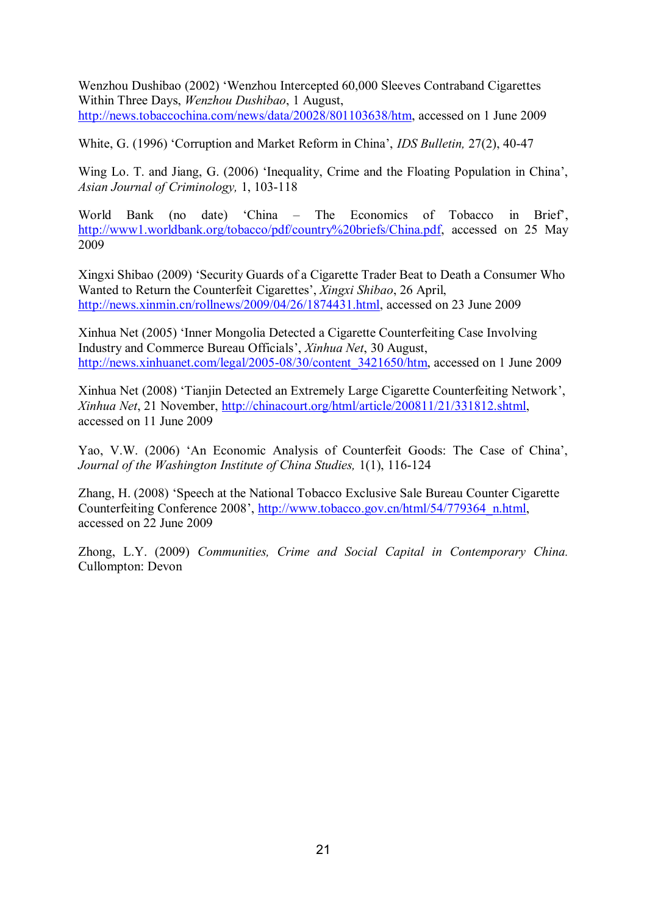Wenzhou Dushibao (2002) 'Wenzhou Intercepted 60,000 Sleeves Contraband Cigarettes Within Three Days, *Wenzhou Dushibao*, 1 August, http://news.tobaccochina.com/news/data/20028/801103638/htm, accessed on 1 June 2009

White, G. (1996) 'Corruption and Market Reform in China', *IDS Bulletin,* 27(2), 40-47

Wing Lo. T. and Jiang, G. (2006) 'Inequality, Crime and the Floating Population in China', *Asian Journal of Criminology,* 1, 103-118

World Bank (no date) 'China – The Economics of Tobacco in Brief', http://www1.worldbank.org/tobacco/pdf/country%20briefs/China.pdf, accessed on 25 May 2009

Xingxi Shibao (2009) 'Security Guards of a Cigarette Trader Beat to Death a Consumer Who Wanted to Return the Counterfeit Cigarettes', *Xingxi Shibao*, 26 April, http://news.xinmin.cn/rollnews/2009/04/26/1874431.html, accessed on 23 June 2009

Xinhua Net (2005) 'Inner Mongolia Detected a Cigarette Counterfeiting Case Involving Industry and Commerce Bureau Officials', *Xinhua Net*, 30 August, http://news.xinhuanet.com/legal/2005-08/30/content_3421650/htm, accessed on 1 June 2009

Xinhua Net (2008) 'Tianjin Detected an Extremely Large Cigarette Counterfeiting Network', *Xinhua Net*, 21 November, http://chinacourt.org/html/article/200811/21/331812.shtml, accessed on 11 June 2009

Yao, V.W. (2006) 'An Economic Analysis of Counterfeit Goods: The Case of China', *Journal of the Washington Institute of China Studies,* 1(1), 116-124

Zhang, H. (2008) 'Speech at the National Tobacco Exclusive Sale Bureau Counter Cigarette Counterfeiting Conference 2008', http://www.tobacco.gov.cn/html/54/779364_n.html, accessed on 22 June 2009

Zhong, L.Y. (2009) *Communities, Crime and Social Capital in Contemporary China.* Cullompton: Devon